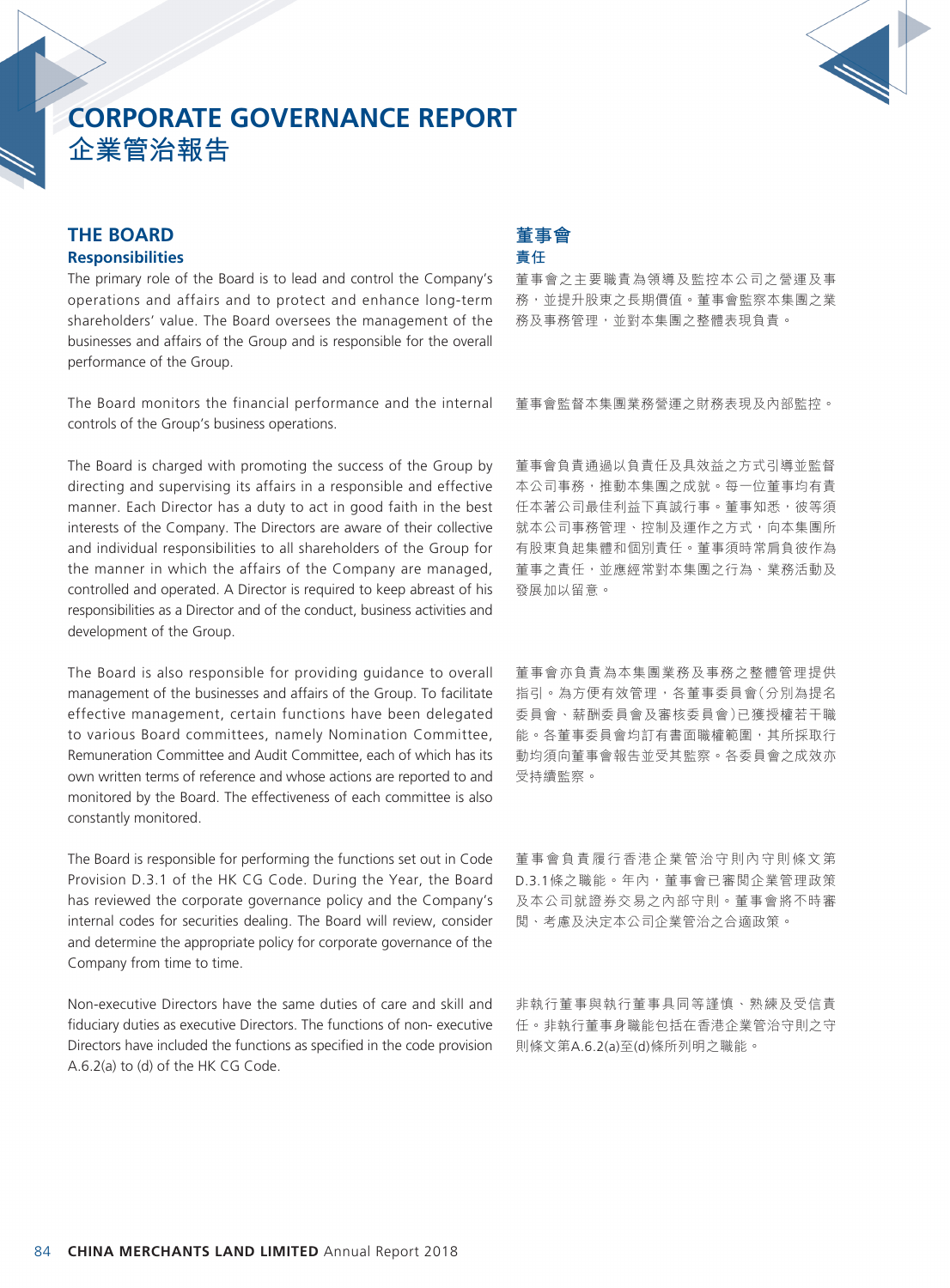# CORPORATE GOVERNANCE REPORT
# 企業管治報告

## THE BOARD

### Responsibilities

The primary role of the Board is to lead and control the Company's operations and affairs and to protect and enhance long-term shareholders' value. The Board oversees the management of the businesses and affairs of the Group and is responsible for the overall performance of the Group.

The Board monitors the financial performance and the internal controls of the Group's business operations.

The Board is charged with promoting the success of the Group by directing and supervising its affairs in a responsible and effective manner. Each Director has a duty to act in good faith in the best interests of the Company. The Directors are aware of their collective and individual responsibilities to all shareholders of the Group for the manner in which the affairs of the Company are managed, controlled and operated. A Director is required to keep abreast of his responsibilities as a Director and of the conduct, business activities and development of the Group.

The Board is also responsible for providing guidance to overall management of the businesses and affairs of the Group. To facilitate effective management, certain functions have been delegated to various Board committees, namely Nomination Committee, Remuneration Committee and Audit Committee, each of which has its own written terms of reference and whose actions are reported to and monitored by the Board. The effectiveness of each committee is also constantly monitored.

The Board is responsible for performing the functions set out in Code Provision D.3.1 of the HK CG Code. During the Year, the Board has reviewed the corporate governance policy and the Company's internal codes for securities dealing. The Board will review, consider and determine the appropriate policy for corporate governance of the Company from time to time.

Non-executive Directors have the same duties of care and skill and fiduciary duties as executive Directors. The functions of non- executive Directors have included the functions as specified in the code provision A.6.2(a) to (d) of the HK CG Code.

## 董事會

### 責任

董事會之主要職責為領導及監控本公司之營運及事務，並提升股東之長期價值。董事會監察本集團之業務及事務管理，並對本集團之整體表現負責。

董事會監督本集團業務營運之財務表現及內部監控。

董事會負責通過以負責任及具效益之方式引導並監督本公司事務，推動本集團之成就。每一位董事均有責任本著公司最佳利益下真誠行事。董事知悉，彼等須就本公司事務管理、控制及運作之方式，向本集團所有股東負起集體和個別責任。董事須時常肩負彼作為董事之責任，並應經常對本集團之行為、業務活動及發展加以留意。

董事會亦負責為本集團業務及事務之整體管理提供指引。為方便有效管理，各董事委員會(分別為提名委員會、薪酬委員會及審核委員會)已獲授權若干職能。各董事委員會均訂有書面職權範圍，其所採取行動均須向董事會報告並受其監察。各委員會之成效亦受持續監察。

董事會負責履行香港企業管治守則內守則條文第D.3.1條之職能。年內，董事會已審閱企業管理政策及本公司就證券交易之內部守則。董事會將不時審閱、考慮及決定本公司企業管治之合適政策。

非執行董事與執行董事具同等謹慎、熟練及受信責任。非執行董事身職能包括在香港企業管治守則之守則條文第A.6.2(a)至(d)條所列明之職能。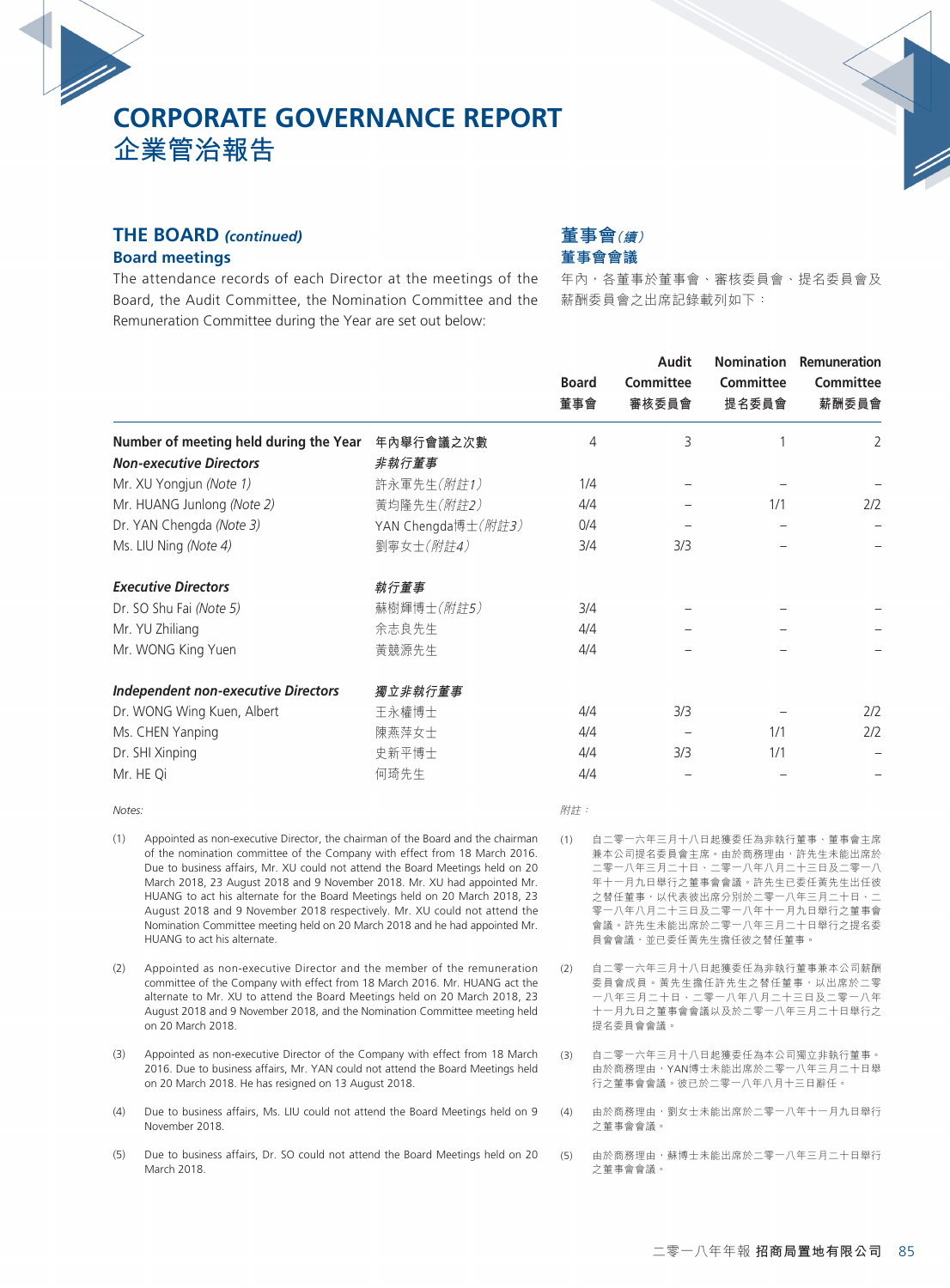# CORPORATE GOVERNANCE REPORT
# 企業管治報告

## THE BOARD *(continued)*

### Board meetings

The attendance records of each Director at the meetings of the Board, the Audit Committee, the Nomination Committee and the Remuneration Committee during the Year are set out below:

## 董事會*（續）*

### 董事會會議

年內，各董事於董事會、審核委員會、提名委員會及薪酬委員會之出席記錄載列如下：

| | | Board<br>董事會 | Audit Committee<br>審核委員會 | Nomination Committee<br>提名委員會 | Remuneration Committee<br>薪酬委員會 |
|---|---|---|---|---|---|
| **Number of meeting held during the Year** | **年內舉行會議之次數** | 4 | 3 | 1 | 2 |
| ***Non-executive Directors*** | ***非執行董事*** | | | | |
| Mr. XU Yongjun *(Note 1)* | 許永軍先生*（附註1）* | 1/4 | – | – | – |
| Mr. HUANG Junlong *(Note 2)* | 黃均隆先生*（附註2）* | 4/4 | – | 1/1 | 2/2 |
| Dr. YAN Chengda *(Note 3)* | YAN Chengda博士*（附註3）* | 0/4 | – | – | – |
| Ms. LIU Ning *(Note 4)* | 劉寧女士*（附註4）* | 3/4 | 3/3 | – | – |
| ***Executive Directors*** | ***執行董事*** | | | | |
| Dr. SO Shu Fai *(Note 5)* | 蘇樹輝博士*（附註5）* | 3/4 | – | – | – |
| Mr. YU Zhiliang | 余志良先生 | 4/4 | – | – | – |
| Mr. WONG King Yuen | 黃競源先生 | 4/4 | – | – | – |
| ***Independent non-executive Directors*** | ***獨立非執行董事*** | | | | |
| Dr. WONG Wing Kuen, Albert | 王永權博士 | 4/4 | 3/3 | – | 2/2 |
| Ms. CHEN Yanping | 陳燕萍女士 | 4/4 | – | 1/1 | 2/2 |
| Dr. SHI Xinping | 史新平博士 | 4/4 | 3/3 | 1/1 | – |
| Mr. HE Qi | 何琦先生 | 4/4 | – | – | – |

*Notes:*

(1) Appointed as non-executive Director, the chairman of the Board and the chairman of the nomination committee of the Company with effect from 18 March 2016. Due to business affairs, Mr. XU could not attend the Board Meetings held on 20 March 2018, 23 August 2018 and 9 November 2018. Mr. XU had appointed Mr. HUANG to act his alternate for the Board Meetings held on 20 March 2018, 23 August 2018 and 9 November 2018 respectively. Mr. XU could not attend the Nomination Committee meeting held on 20 March 2018 and he had appointed Mr. HUANG to act his alternate.

(2) Appointed as non-executive Director and the member of the remuneration committee of the Company with effect from 18 March 2016. Mr. HUANG act the alternate to Mr. XU to attend the Board Meetings held on 20 March 2018, 23 August 2018 and 9 November 2018, and the Nomination Committee meeting held on 20 March 2018.

(3) Appointed as non-executive Director of the Company with effect from 18 March 2016. Due to business affairs, Mr. YAN could not attend the Board Meetings held on 20 March 2018. He has resigned on 13 August 2018.

(4) Due to business affairs, Ms. LIU could not attend the Board Meetings held on 9 November 2018.

(5) Due to business affairs, Dr. SO could not attend the Board Meetings held on 20 March 2018.

*附註：*

(1) 自二零一六年三月十八日起獲委任為非執行董事、董事會主席兼本公司提名委員會主席。由於商務理由，許先生未能出席於二零一八年三月二十日、二零一八年八月二十三日及二零一八年十一月九日舉行之董事會會議。許先生已委任黃先生出任彼之替任董事，以代表彼出席分別於二零一八年三月二十日、二零一八年八月二十三日及二零一八年十一月九日舉行之董事會會議。許先生未能出席於二零一八年三月二十日舉行之提名委員會會議，並已委任黃先生擔任彼之替任董事。

(2) 自二零一六年三月十八日起獲委任為非執行董事兼本公司薪酬委員會成員。黃先生擔任許先生之替任董事，以出席於二零一八年三月二十日、二零一八年八月二十三日及二零一八年十一月九日之董事會會議以及於二零一八年三月二十日舉行之提名委員會會議。

(3) 自二零一六年三月十八日起獲委任為本公司獨立非執行董事。由於商務理由，YAN博士未能出席於二零一八年三月二十日舉行之董事會會議。彼已於二零一八年八月十三日辭任。

(4) 由於商務理由，劉女士未能出席於二零一八年十一月九日舉行之董事會會議。

(5) 由於商務理由，蘇博士未能出席於二零一八年三月二十日舉行之董事會會議。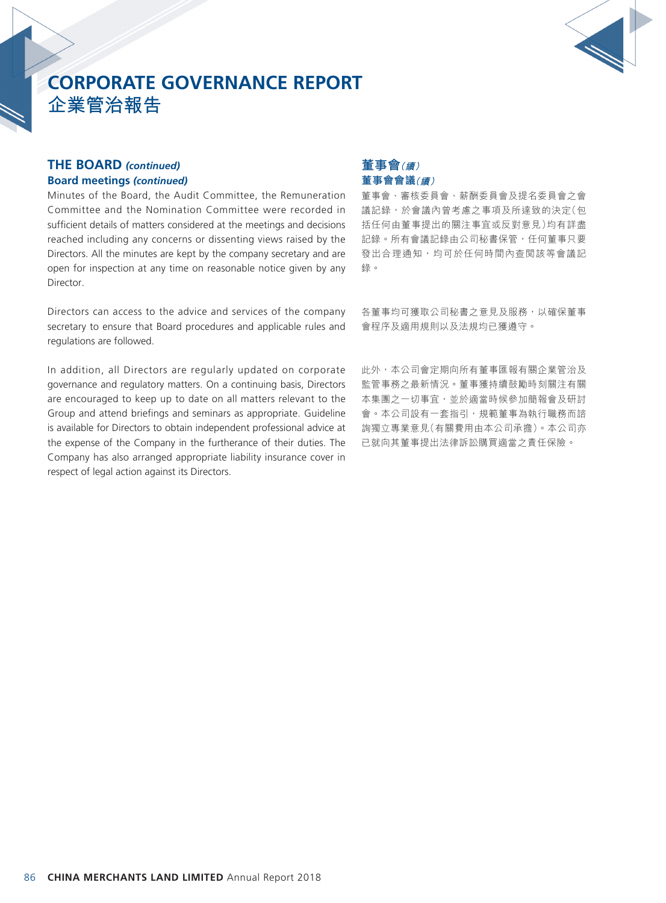# CORPORATE GOVERNANCE REPORT
# 企業管治報告

## THE BOARD *(continued)*

### Board meetings *(continued)*

Minutes of the Board, the Audit Committee, the Remuneration Committee and the Nomination Committee were recorded in sufficient details of matters considered at the meetings and decisions reached including any concerns or dissenting views raised by the Directors. All the minutes are kept by the company secretary and are open for inspection at any time on reasonable notice given by any Director.

Directors can access to the advice and services of the company secretary to ensure that Board procedures and applicable rules and regulations are followed.

In addition, all Directors are regularly updated on corporate governance and regulatory matters. On a continuing basis, Directors are encouraged to keep up to date on all matters relevant to the Group and attend briefings and seminars as appropriate. Guideline is available for Directors to obtain independent professional advice at the expense of the Company in the furtherance of their duties. The Company has also arranged appropriate liability insurance cover in respect of legal action against its Directors.

## 董事會*（續）*

### 董事會會議*（續）*

董事會、審核委員會、薪酬委員會及提名委員會之會議記錄，於會議內曾考慮之事項及所達致的決定（包括任何由董事提出的關注事宜或反對意見）均有詳盡記錄。所有會議記錄由公司秘書保管，任何董事只要發出合理通知，均可於任何時間內查閱該等會議記錄。

各董事均可獲取公司秘書之意見及服務，以確保董事會程序及適用規則以及法規均已獲遵守。

此外，本公司會定期向所有董事匯報有關企業管治及監管事務之最新情況。董事獲持續鼓勵時刻關注有關本集團之一切事宜，並於適當時候參加簡報會及研討會。本公司設有一套指引，規範董事為執行職務而諮詢獨立專業意見（有關費用由本公司承擔）。本公司亦已就向其董事提出法律訴訟購買適當之責任保險。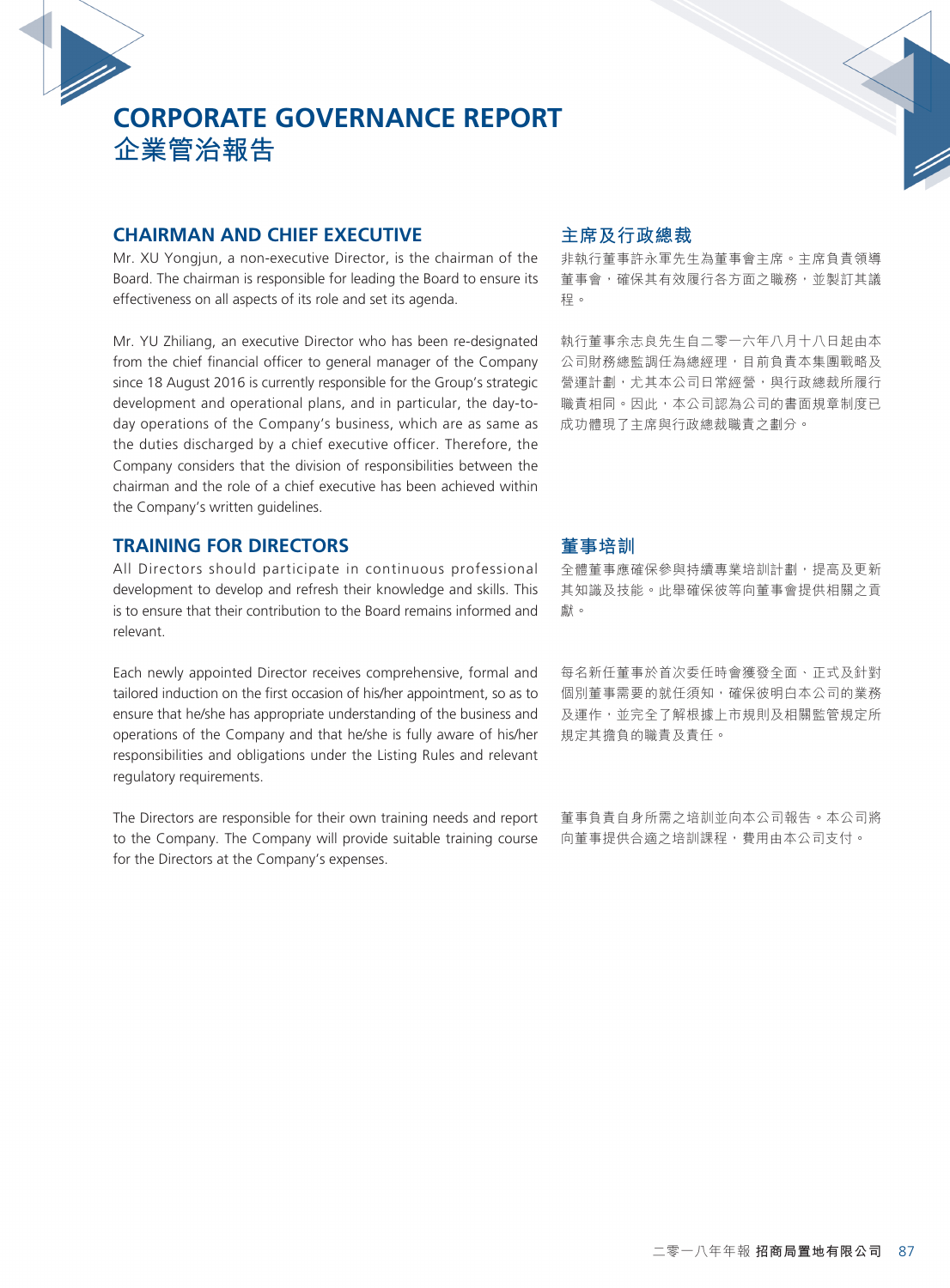# CORPORATE GOVERNANCE REPORT
# 企業管治報告

## CHAIRMAN AND CHIEF EXECUTIVE

Mr. XU Yongjun, a non-executive Director, is the chairman of the Board. The chairman is responsible for leading the Board to ensure its effectiveness on all aspects of its role and set its agenda.

Mr. YU Zhiliang, an executive Director who has been re-designated from the chief financial officer to general manager of the Company since 18 August 2016 is currently responsible for the Group's strategic development and operational plans, and in particular, the day-to-day operations of the Company's business, which are as same as the duties discharged by a chief executive officer. Therefore, the Company considers that the division of responsibilities between the chairman and the role of a chief executive has been achieved within the Company's written guidelines.

## 主席及行政總裁

非執行董事許永軍先生為董事會主席。主席負責領導董事會，確保其有效履行各方面之職務，並製訂其議程。

執行董事余志良先生自二零一六年八月十八日起由本公司財務總監調任為總經理，目前負責本集團戰略及營運計劃，尤其本公司日常經營，與行政總裁所履行職責相同。因此，本公司認為公司的書面規章制度已成功體現了主席與行政總裁職責之劃分。

## TRAINING FOR DIRECTORS

All Directors should participate in continuous professional development to develop and refresh their knowledge and skills. This is to ensure that their contribution to the Board remains informed and relevant.

Each newly appointed Director receives comprehensive, formal and tailored induction on the first occasion of his/her appointment, so as to ensure that he/she has appropriate understanding of the business and operations of the Company and that he/she is fully aware of his/her responsibilities and obligations under the Listing Rules and relevant regulatory requirements.

The Directors are responsible for their own training needs and report to the Company. The Company will provide suitable training course for the Directors at the Company's expenses.

## 董事培訓

全體董事應確保參與持續專業培訓計劃，提高及更新其知識及技能。此舉確保彼等向董事會提供相關之貢獻。

每名新任董事於首次委任時會獲發全面、正式及針對個別董事需要的就任須知，確保彼明白本公司的業務及運作，並完全了解根據上市規則及相關監管規定所規定其擔負的職責及責任。

董事負責自身所需之培訓並向本公司報告。本公司將向董事提供合適之培訓課程，費用由本公司支付。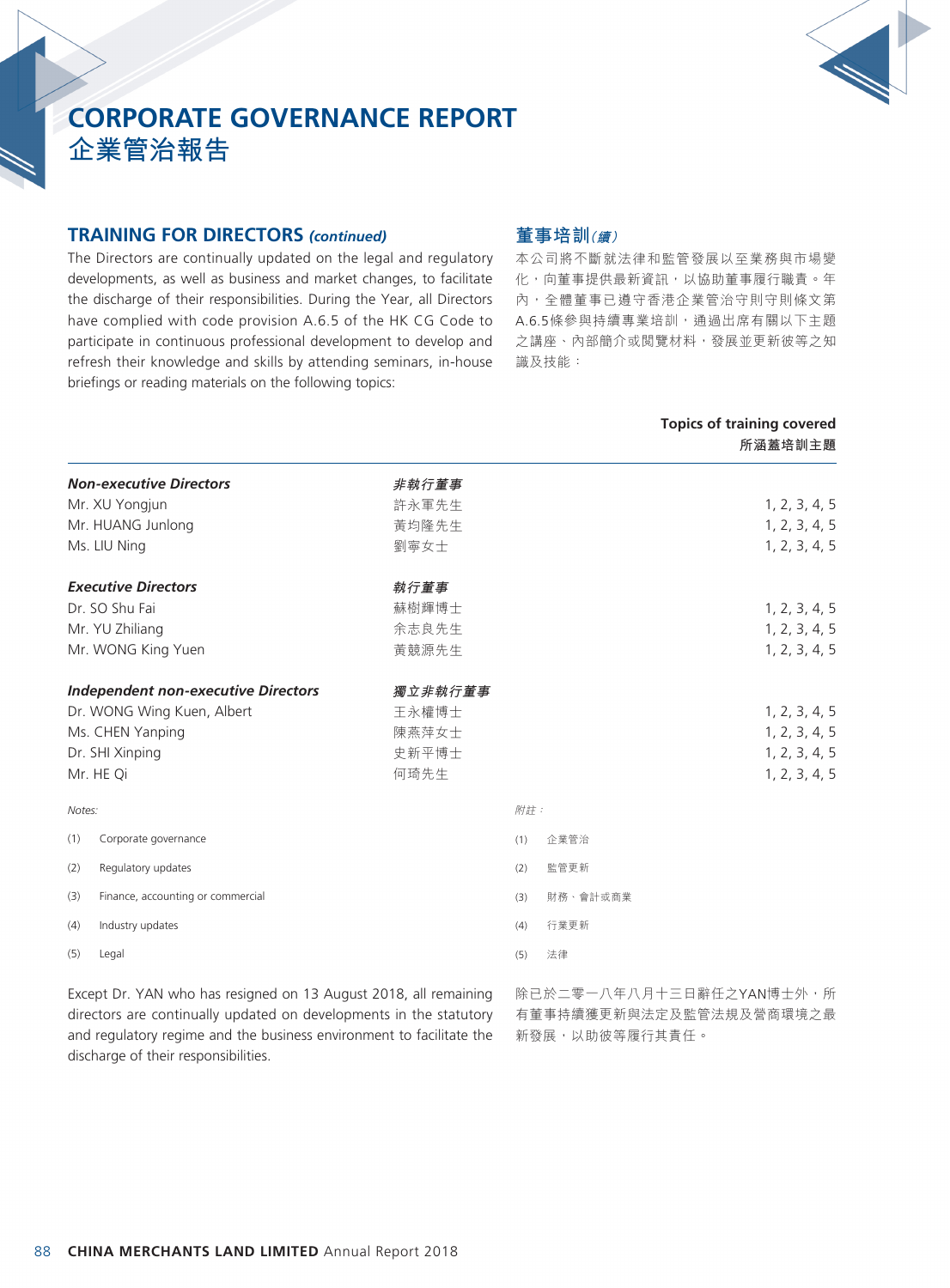# CORPORATE GOVERNANCE REPORT
# 企業管治報告

## TRAINING FOR DIRECTORS *(continued)*

The Directors are continually updated on the legal and regulatory developments, as well as business and market changes, to facilitate the discharge of their responsibilities. During the Year, all Directors have complied with code provision A.6.5 of the HK CG Code to participate in continuous professional development to develop and refresh their knowledge and skills by attending seminars, in-house briefings or reading materials on the following topics:

## 董事培訓*(續)*

本公司將不斷就法律和監管發展以至業務與市場變化，向董事提供最新資訊，以協助董事履行職責。年內，全體董事已遵守香港企業管治守則守則條文第A.6.5條參與持續專業培訓，通過出席有關以下主題之講座、內部簡介或閱覽材料，發展並更新彼等之知識及技能：

| | | Topics of training covered<br>所涵蓋培訓主題 |
|---|---|---|
| ***Non-executive Directors*** | ***非執行董事*** | |
| Mr. XU Yongjun | 許永軍先生 | 1, 2, 3, 4, 5 |
| Mr. HUANG Junlong | 黃均隆先生 | 1, 2, 3, 4, 5 |
| Ms. LIU Ning | 劉寧女士 | 1, 2, 3, 4, 5 |
| ***Executive Directors*** | ***執行董事*** | |
| Dr. SO Shu Fai | 蘇樹輝博士 | 1, 2, 3, 4, 5 |
| Mr. YU Zhiliang | 余志良先生 | 1, 2, 3, 4, 5 |
| Mr. WONG King Yuen | 黃競源先生 | 1, 2, 3, 4, 5 |
| ***Independent non-executive Directors*** | ***獨立非執行董事*** | |
| Dr. WONG Wing Kuen, Albert | 王永權博士 | 1, 2, 3, 4, 5 |
| Ms. CHEN Yanping | 陳燕萍女士 | 1, 2, 3, 4, 5 |
| Dr. SHI Xinping | 史新平博士 | 1, 2, 3, 4, 5 |
| Mr. HE Qi | 何琦先生 | 1, 2, 3, 4, 5 |

*Notes:*

(1) Corporate governance

(2) Regulatory updates

(3) Finance, accounting or commercial

(4) Industry updates

(5) Legal

*附註：*

(1) 企業管治

(2) 監管更新

(3) 財務、會計或商業

(4) 行業更新

(5) 法律

Except Dr. YAN who has resigned on 13 August 2018, all remaining directors are continually updated on developments in the statutory and regulatory regime and the business environment to facilitate the discharge of their responsibilities.

除已於二零一八年八月十三日辭任之YAN博士外，所有董事持續獲更新與法定及監管法規及營商環境之最新發展，以助彼等履行其責任。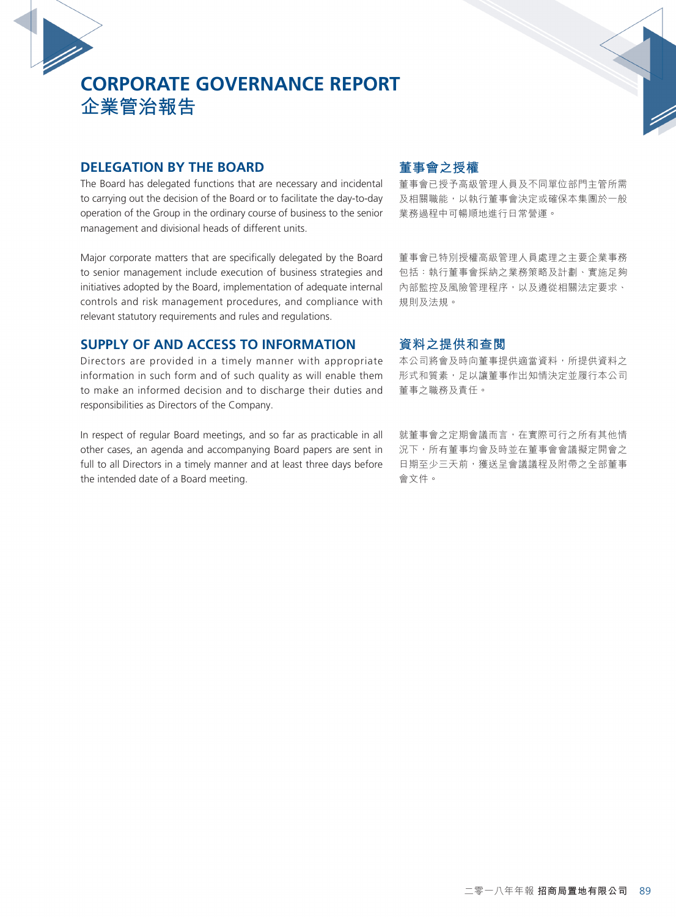# CORPORATE GOVERNANCE REPORT
# 企業管治報告

## DELEGATION BY THE BOARD

The Board has delegated functions that are necessary and incidental to carrying out the decision of the Board or to facilitate the day-to-day operation of the Group in the ordinary course of business to the senior management and divisional heads of different units.

Major corporate matters that are specifically delegated by the Board to senior management include execution of business strategies and initiatives adopted by the Board, implementation of adequate internal controls and risk management procedures, and compliance with relevant statutory requirements and rules and regulations.

## SUPPLY OF AND ACCESS TO INFORMATION

Directors are provided in a timely manner with appropriate information in such form and of such quality as will enable them to make an informed decision and to discharge their duties and responsibilities as Directors of the Company.

In respect of regular Board meetings, and so far as practicable in all other cases, an agenda and accompanying Board papers are sent in full to all Directors in a timely manner and at least three days before the intended date of a Board meeting.

## 董事會之授權

董事會已授予高級管理人員及不同單位部門主管所需及相關職能，以執行董事會決定或確保本集團於一般業務過程中可暢順地進行日常營運。

董事會已特別授權高級管理人員處理之主要企業事務包括：執行董事會採納之業務策略及計劃、實施足夠內部監控及風險管理程序，以及遵從相關法定要求、規則及法規。

## 資料之提供和查閱

本公司將會及時向董事提供適當資料，所提供資料之形式和質素，足以讓董事作出知情決定並履行本公司董事之職務及責任。

就董事會之定期會議而言，在實際可行之所有其他情況下，所有董事均會及時並在董事會會議擬定開會之日期至少三天前，獲送呈會議議程及附帶之全部董事會文件。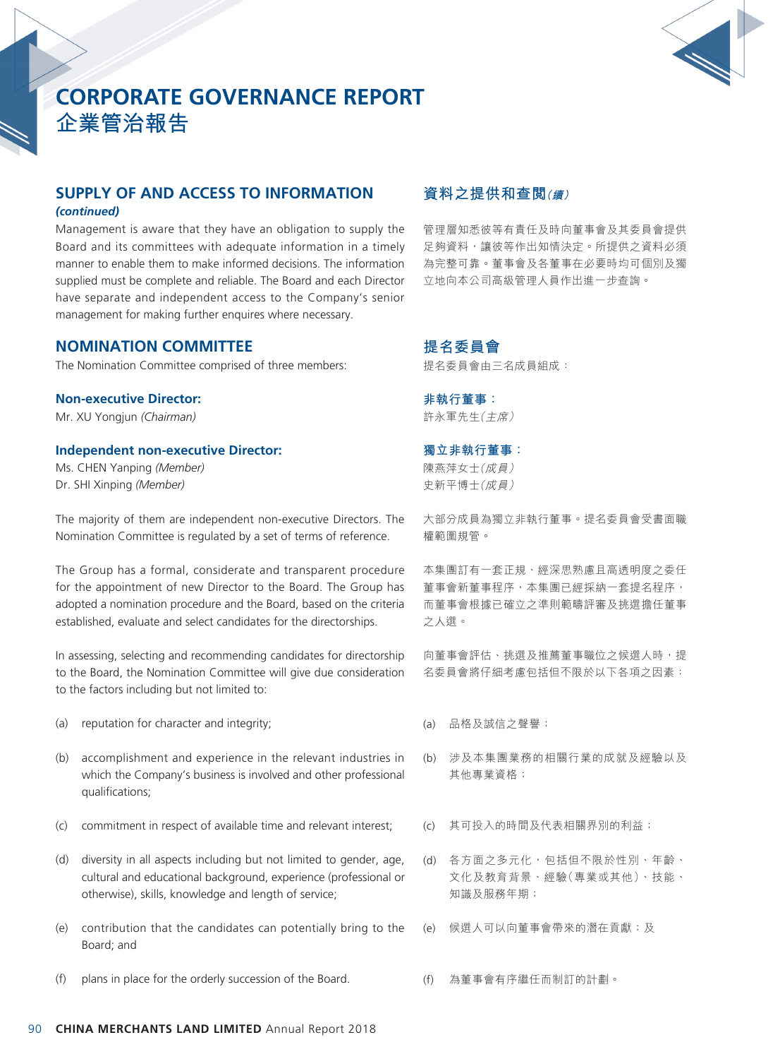# CORPORATE GOVERNANCE REPORT
# 企業管治報告

## SUPPLY OF AND ACCESS TO INFORMATION *(continued)*

Management is aware that they have an obligation to supply the Board and its committees with adequate information in a timely manner to enable them to make informed decisions. The information supplied must be complete and reliable. The Board and each Director have separate and independent access to the Company's senior management for making further enquires where necessary.

## NOMINATION COMMITTEE

The Nomination Committee comprised of three members:

**Non-executive Director:**

Mr. XU Yongjun *(Chairman)*

**Independent non-executive Director:**

Ms. CHEN Yanping *(Member)*
Dr. SHI Xinping *(Member)*

The majority of them are independent non-executive Directors. The Nomination Committee is regulated by a set of terms of reference.

The Group has a formal, considerate and transparent procedure for the appointment of new Director to the Board. The Group has adopted a nomination procedure and the Board, based on the criteria established, evaluate and select candidates for the directorships.

In assessing, selecting and recommending candidates for directorship to the Board, the Nomination Committee will give due consideration to the factors including but not limited to:

(a) reputation for character and integrity;

(b) accomplishment and experience in the relevant industries in which the Company's business is involved and other professional qualifications;

(c) commitment in respect of available time and relevant interest;

(d) diversity in all aspects including but not limited to gender, age, cultural and educational background, experience (professional or otherwise), skills, knowledge and length of service;

(e) contribution that the candidates can potentially bring to the Board; and

(f) plans in place for the orderly succession of the Board.

## 資料之提供和查閱*（續）*

管理層知悉彼等有責任及時向董事會及其委員會提供足夠資料，讓彼等作出知情決定。所提供之資料必須為完整可靠。董事會及各董事在必要時均可個別及獨立地向本公司高級管理人員作出進一步查詢。

## 提名委員會

提名委員會由三名成員組成：

**非執行董事：**

許永軍先生*（主席）*

**獨立非執行董事：**

陳燕萍女士*（成員）*
史新平博士*（成員）*

大部分成員為獨立非執行董事。提名委員會受書面職權範圍規管。

本集團訂有一套正規、經深思熟慮且高透明度之委任董事會新董事程序，本集團已經採納一套提名程序，而董事會根據已確立之準則範疇評審及挑選擔任董事之人選。

向董事會評估、挑選及推薦董事職位之候選人時，提名委員會將仔細考慮包括但不限於以下各項之因素：

(a) 品格及誠信之聲譽；

(b) 涉及本集團業務的相關行業的成就及經驗以及其他專業資格；

(c) 其可投入的時間及代表相關界別的利益；

(d) 各方面之多元化，包括但不限於性別、年齡、文化及教育背景、經驗（專業或其他）、技能、知識及服務年期；

(e) 候選人可以向董事會帶來的潛在貢獻；及

(f) 為董事會有序繼任而制訂的計劃。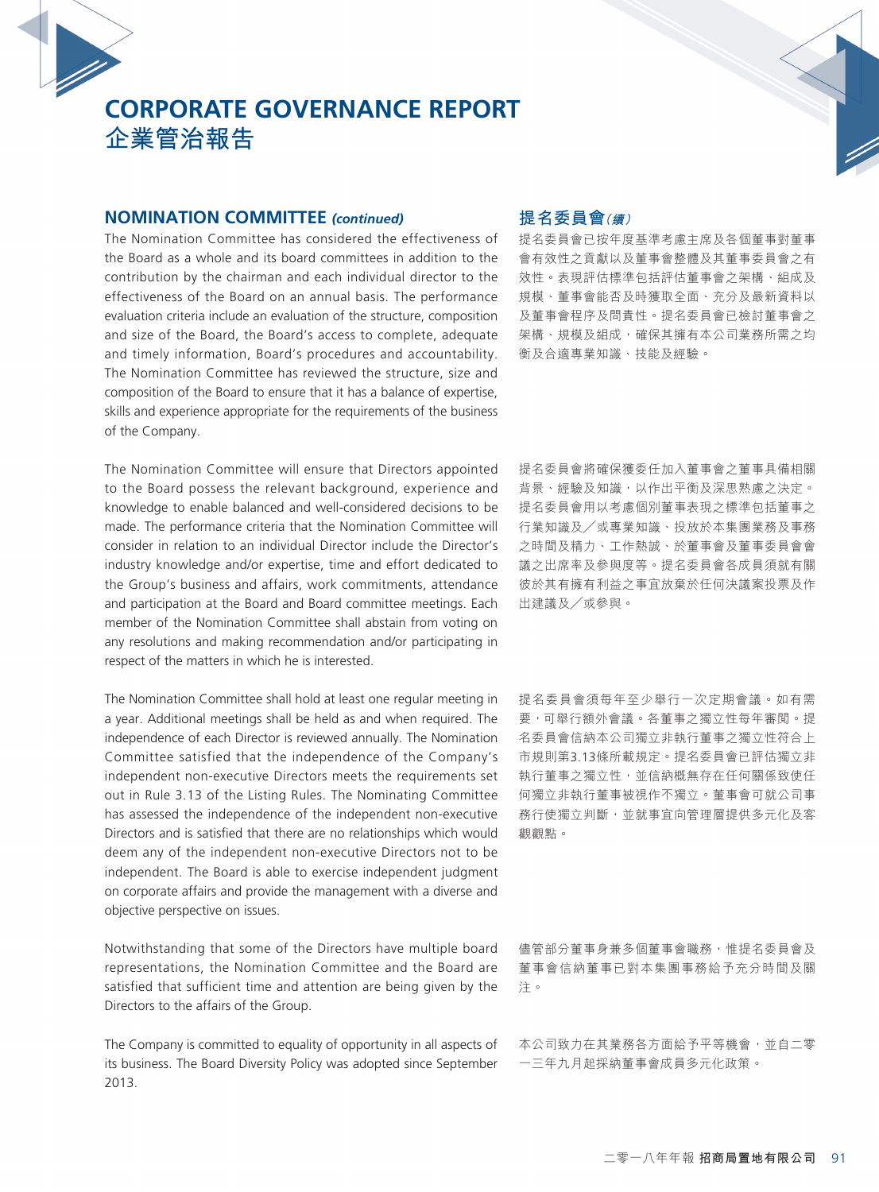## NOMINATION COMMITTEE *(continued)*

The Nomination Committee has considered the effectiveness of the Board as a whole and its board committees in addition to the contribution by the chairman and each individual director to the effectiveness of the Board on an annual basis. The performance evaluation criteria include an evaluation of the structure, composition and size of the Board, the Board's access to complete, adequate and timely information, Board's procedures and accountability. The Nomination Committee has reviewed the structure, size and composition of the Board to ensure that it has a balance of expertise, skills and experience appropriate for the requirements of the business of the Company.

The Nomination Committee will ensure that Directors appointed to the Board possess the relevant background, experience and knowledge to enable balanced and well-considered decisions to be made. The performance criteria that the Nomination Committee will consider in relation to an individual Director include the Director's industry knowledge and/or expertise, time and effort dedicated to the Group's business and affairs, work commitments, attendance and participation at the Board and Board committee meetings. Each member of the Nomination Committee shall abstain from voting on any resolutions and making recommendation and/or participating in respect of the matters in which he is interested.

The Nomination Committee shall hold at least one regular meeting in a year. Additional meetings shall be held as and when required. The independence of each Director is reviewed annually. The Nomination Committee satisfied that the independence of the Company's independent non-executive Directors meets the requirements set out in Rule 3.13 of the Listing Rules. The Nominating Committee has assessed the independence of the independent non-executive Directors and is satisfied that there are no relationships which would deem any of the independent non-executive Directors not to be independent. The Board is able to exercise independent judgment on corporate affairs and provide the management with a diverse and objective perspective on issues.

Notwithstanding that some of the Directors have multiple board representations, the Nomination Committee and the Board are satisfied that sufficient time and attention are being given by the Directors to the affairs of the Group.

The Company is committed to equality of opportunity in all aspects of its business. The Board Diversity Policy was adopted since September 2013.

## 提名委員會*（續）*

提名委員會已按年度基準考慮主席及各個董事對董事會有效性之貢獻以及董事會整體及其董事委員會之有效性。表現評估標準包括評估董事會之架構、組成及規模、董事會能否及時獲取全面、充分及最新資料以及董事會程序及問責性。提名委員會已檢討董事會之架構、規模及組成，確保其擁有本公司業務所需之均衡及合適專業知識、技能及經驗。

提名委員會將確保獲委任加入董事會之董事具備相關背景、經驗及知識，以作出平衡及深思熟慮之決定。提名委員會用以考慮個別董事表現之標準包括董事之行業知識及／或專業知識、投放於本集團業務及事務之時間及精力、工作熱誠、於董事會及董事委員會會議之出席率及參與度等。提名委員會各成員須就有關彼於其有擁有利益之事宜放棄於任何決議案投票及作出建議及／或參與。

提名委員會須每年至少舉行一次定期會議。如有需要，可舉行額外會議。各董事之獨立性每年審閱。提名委員會信納本公司獨立非執行董事之獨立性符合上市規則第3.13條所載規定。提名委員會已評估獨立非執行董事之獨立性，並信納概無存在任何關係致使任何獨立非執行董事被視作不獨立。董事會可就公司事務行使獨立判斷，並就事宜向管理層提供多元化及客觀觀點。

儘管部分董事身兼多個董事會職務，惟提名委員會及董事會信納董事已對本集團事務給予充分時間及關注。

本公司致力在其業務各方面給予平等機會，並自二零一三年九月起採納董事會成員多元化政策。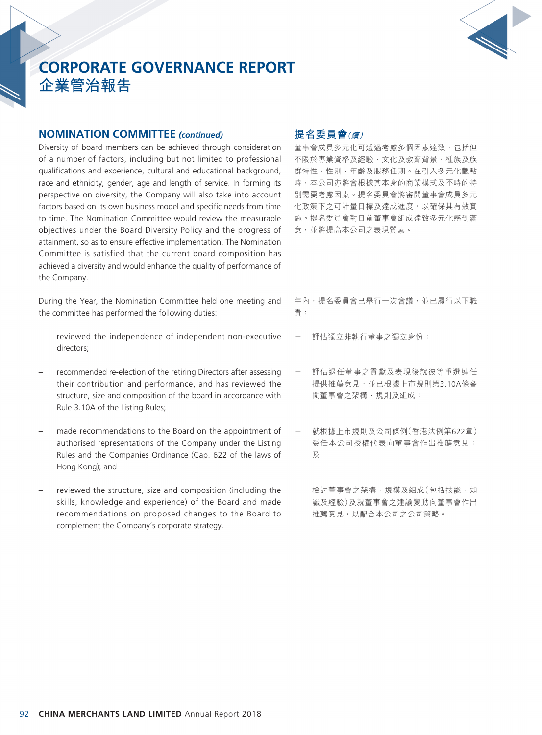# CORPORATE GOVERNANCE REPORT
# 企業管治報告

## NOMINATION COMMITTEE *(continued)*

Diversity of board members can be achieved through consideration of a number of factors, including but not limited to professional qualifications and experience, cultural and educational background, race and ethnicity, gender, age and length of service. In forming its perspective on diversity, the Company will also take into account factors based on its own business model and specific needs from time to time. The Nomination Committee would review the measurable objectives under the Board Diversity Policy and the progress of attainment, so as to ensure effective implementation. The Nomination Committee is satisfied that the current board composition has achieved a diversity and would enhance the quality of performance of the Company.

During the Year, the Nomination Committee held one meeting and the committee has performed the following duties:

– reviewed the independence of independent non-executive directors;

– recommended re-election of the retiring Directors after assessing their contribution and performance, and has reviewed the structure, size and composition of the board in accordance with Rule 3.10A of the Listing Rules;

– made recommendations to the Board on the appointment of authorised representations of the Company under the Listing Rules and the Companies Ordinance (Cap. 622 of the laws of Hong Kong); and

– reviewed the structure, size and composition (including the skills, knowledge and experience) of the Board and made recommendations on proposed changes to the Board to complement the Company's corporate strategy.

## 提名委員會*(續)*

董事會成員多元化可透過考慮多個因素達致，包括但不限於專業資格及經驗、文化及教育背景、種族及族群特性、性別、年齡及服務任期。在引入多元化觀點時，本公司亦將會根據其本身的商業模式及不時的特別需要考慮因素。提名委員會將審閱董事會成員多元化政策下之可計量目標及達成進度，以確保其有效實施。提名委員會對目前董事會組成達致多元化感到滿意，並將提高本公司之表現質素。

年內，提名委員會已舉行一次會議，並已履行以下職責：

– 評估獨立非執行董事之獨立身份；

– 評估退任董事之貢獻及表現後就彼等重選連任提供推薦意見，並已根據上市規則第3.10A條審閱董事會之架構、規則及組成；

– 就根據上市規則及公司條例（香港法例第622章）委任本公司授權代表向董事會作出推薦意見；及

– 檢討董事會之架構、規模及組成（包括技能、知識及經驗）及就董事會之建議變動向董事會作出推薦意見，以配合本公司之公司策略。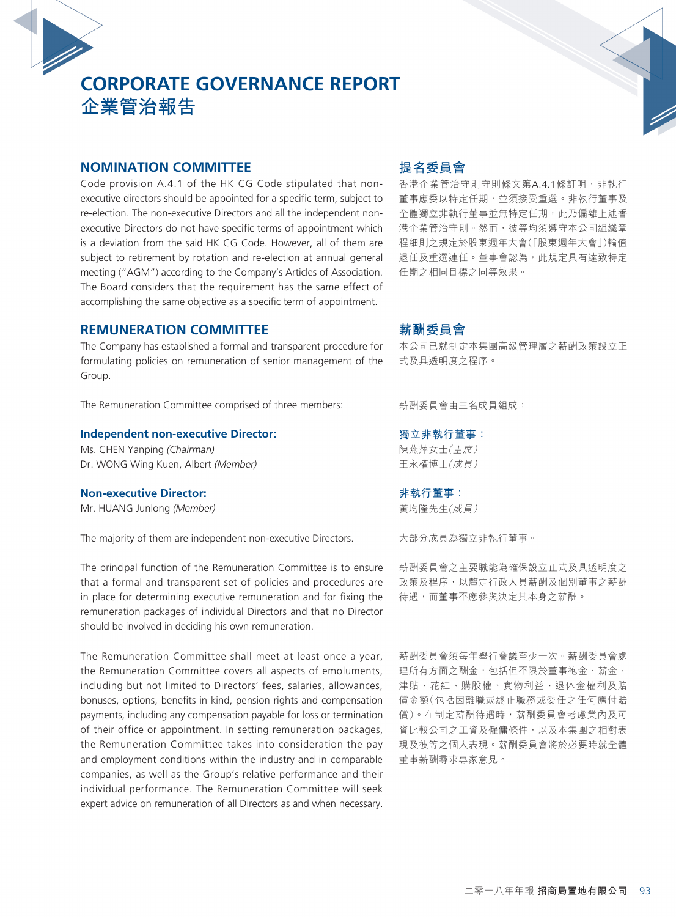# CORPORATE GOVERNANCE REPORT
# 企業管治報告

## NOMINATION COMMITTEE

Code provision A.4.1 of the HK CG Code stipulated that non-executive directors should be appointed for a specific term, subject to re-election. The non-executive Directors and all the independent non-executive Directors do not have specific terms of appointment which is a deviation from the said HK CG Code. However, all of them are subject to retirement by rotation and re-election at annual general meeting ("AGM") according to the Company's Articles of Association. The Board considers that the requirement has the same effect of accomplishing the same objective as a specific term of appointment.

## 提名委員會

香港企業管治守則守則條文第A.4.1條訂明，非執行董事應委以特定任期，並須接受重選。非執行董事及全體獨立非執行董事並無特定任期，此乃偏離上述香港企業管治守則。然而，彼等均須遵守本公司組織章程細則之規定於股東週年大會(「股東週年大會」)輪值退任及重選連任。董事會認為，此規定具有達致特定任期之相同目標之同等效果。

## REMUNERATION COMMITTEE

The Company has established a formal and transparent procedure for formulating policies on remuneration of senior management of the Group.

The Remuneration Committee comprised of three members:

### Independent non-executive Director:

Ms. CHEN Yanping *(Chairman)*
Dr. WONG Wing Kuen, Albert *(Member)*

### Non-executive Director:

Mr. HUANG Junlong *(Member)*

The majority of them are independent non-executive Directors.

The principal function of the Remuneration Committee is to ensure that a formal and transparent set of policies and procedures are in place for determining executive remuneration and for fixing the remuneration packages of individual Directors and that no Director should be involved in deciding his own remuneration.

The Remuneration Committee shall meet at least once a year, the Remuneration Committee covers all aspects of emoluments, including but not limited to Directors' fees, salaries, allowances, bonuses, options, benefits in kind, pension rights and compensation payments, including any compensation payable for loss or termination of their office or appointment. In setting remuneration packages, the Remuneration Committee takes into consideration the pay and employment conditions within the industry and in comparable companies, as well as the Group's relative performance and their individual performance. The Remuneration Committee will seek expert advice on remuneration of all Directors as and when necessary.

## 薪酬委員會

本公司已就制定本集團高級管理層之薪酬政策設立正式及具透明度之程序。

薪酬委員會由三名成員組成：

### 獨立非執行董事：

陳燕萍女士*(主席)*
王永權博士*(成員)*

### 非執行董事：

黃均隆先生*(成員)*

大部分成員為獨立非執行董事。

薪酬委員會之主要職能為確保設立正式及具透明度之政策及程序，以釐定行政人員薪酬及個別董事之薪酬待遇，而董事不應參與決定其本身之薪酬。

薪酬委員會須每年舉行會議至少一次。薪酬委員會處理所有方面之酬金，包括但不限於董事袍金、薪金、津貼、花紅、購股權、實物利益、退休金權利及賠償金額(包括因離職或終止職務或委任之任何應付賠償)。在制定薪酬待遇時，薪酬委員會考慮業內及可資比較公司之工資及僱傭條件，以及本集團之相對表現及彼等之個人表現。薪酬委員會將於必要時就全體董事薪酬尋求專家意見。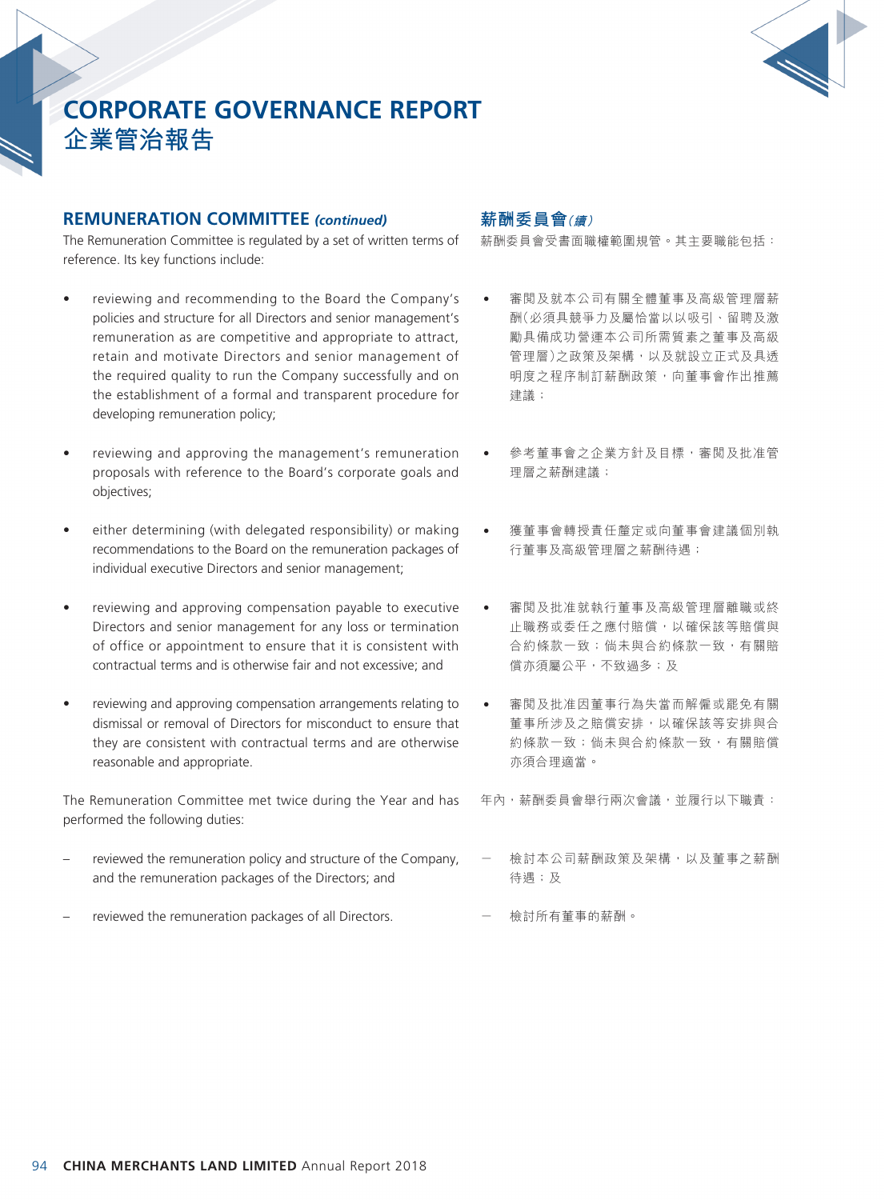# CORPORATE GOVERNANCE REPORT
# 企業管治報告

## REMUNERATION COMMITTEE *(continued)*

The Remuneration Committee is regulated by a set of written terms of reference. Its key functions include:

- reviewing and recommending to the Board the Company's policies and structure for all Directors and senior management's remuneration as are competitive and appropriate to attract, retain and motivate Directors and senior management of the required quality to run the Company successfully and on the establishment of a formal and transparent procedure for developing remuneration policy;
- reviewing and approving the management's remuneration proposals with reference to the Board's corporate goals and objectives;
- either determining (with delegated responsibility) or making recommendations to the Board on the remuneration packages of individual executive Directors and senior management;
- reviewing and approving compensation payable to executive Directors and senior management for any loss or termination of office or appointment to ensure that it is consistent with contractual terms and is otherwise fair and not excessive; and
- reviewing and approving compensation arrangements relating to dismissal or removal of Directors for misconduct to ensure that they are consistent with contractual terms and are otherwise reasonable and appropriate.

The Remuneration Committee met twice during the Year and has performed the following duties:

- reviewed the remuneration policy and structure of the Company, and the remuneration packages of the Directors; and
- reviewed the remuneration packages of all Directors.

## 薪酬委員會*（續）*

薪酬委員會受書面職權範圍規管。其主要職能包括：

- 審閱及就本公司有關全體董事及高級管理層薪酬（必須具競爭力及屬恰當以以吸引、留聘及激勵具備成功營運本公司所需質素之董事及高級管理層）之政策及架構，以及就設立正式及具透明度之程序制訂薪酬政策，向董事會作出推薦建議；
- 參考董事會之企業方針及目標，審閱及批准管理層之薪酬建議；
- 獲董事會轉授責任釐定或向董事會建議個別執行董事及高級管理層之薪酬待遇；
- 審閱及批准就執行董事及高級管理層離職或終止職務或委任之應付賠償，以確保該等賠償與合約條款一致；倘未與合約條款一致，有關賠償亦須屬公平，不致過多；及
- 審閱及批准因董事行為失當而解僱或罷免有關董事所涉及之賠償安排，以確保該等安排與合約條款一致；倘未與合約條款一致，有關賠償亦須合理適當。

年內，薪酬委員會舉行兩次會議，並履行以下職責：

- 檢討本公司薪酬政策及架構，以及董事之薪酬待遇；及
- 檢討所有董事的薪酬。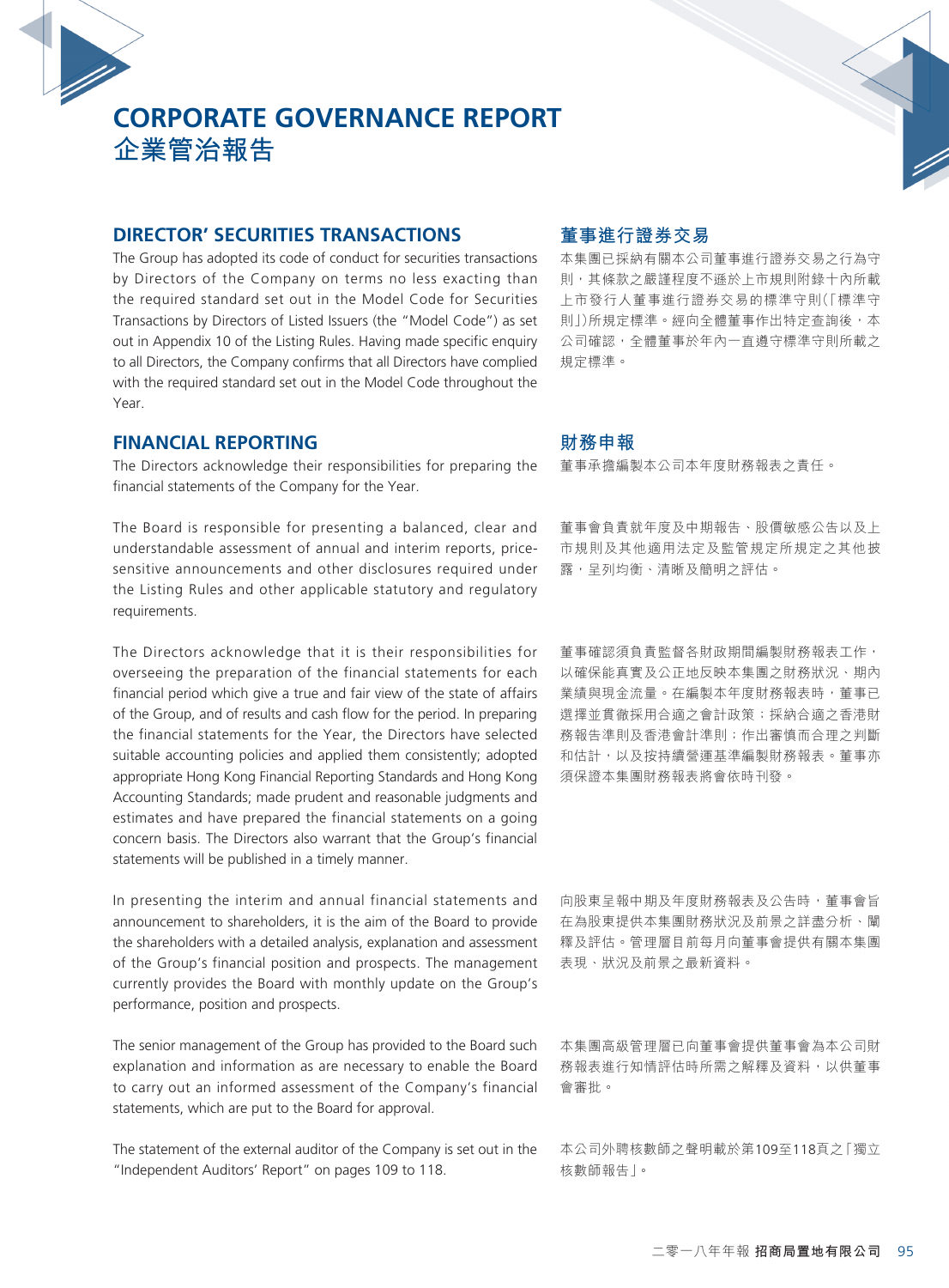# CORPORATE GOVERNANCE REPORT
# 企業管治報告

## DIRECTOR' SECURITIES TRANSACTIONS

The Group has adopted its code of conduct for securities transactions by Directors of the Company on terms no less exacting than the required standard set out in the Model Code for Securities Transactions by Directors of Listed Issuers (the "Model Code") as set out in Appendix 10 of the Listing Rules. Having made specific enquiry to all Directors, the Company confirms that all Directors have complied with the required standard set out in the Model Code throughout the Year.

## 董事進行證券交易

本集團已採納有關本公司董事進行證券交易之行為守則，其條款之嚴謹程度不遜於上市規則附錄十內所載上市發行人董事進行證券交易的標準守則(「標準守則」)所規定標準。經向全體董事作出特定查詢後，本公司確認，全體董事於年內一直遵守標準守則所載之規定標準。

## FINANCIAL REPORTING

The Directors acknowledge their responsibilities for preparing the financial statements of the Company for the Year.

The Board is responsible for presenting a balanced, clear and understandable assessment of annual and interim reports, price-sensitive announcements and other disclosures required under the Listing Rules and other applicable statutory and regulatory requirements.

The Directors acknowledge that it is their responsibilities for overseeing the preparation of the financial statements for each financial period which give a true and fair view of the state of affairs of the Group, and of results and cash flow for the period. In preparing the financial statements for the Year, the Directors have selected suitable accounting policies and applied them consistently; adopted appropriate Hong Kong Financial Reporting Standards and Hong Kong Accounting Standards; made prudent and reasonable judgments and estimates and have prepared the financial statements on a going concern basis. The Directors also warrant that the Group's financial statements will be published in a timely manner.

In presenting the interim and annual financial statements and announcement to shareholders, it is the aim of the Board to provide the shareholders with a detailed analysis, explanation and assessment of the Group's financial position and prospects. The management currently provides the Board with monthly update on the Group's performance, position and prospects.

The senior management of the Group has provided to the Board such explanation and information as are necessary to enable the Board to carry out an informed assessment of the Company's financial statements, which are put to the Board for approval.

The statement of the external auditor of the Company is set out in the "Independent Auditors' Report" on pages 109 to 118.

## 財務申報

董事承擔編製本公司本年度財務報表之責任。

董事會負責就年度及中期報告、股價敏感公告以及上市規則及其他適用法定及監管規定所規定之其他披露，呈列均衡、清晰及簡明之評估。

董事確認須負責監督各財政期間編製財務報表工作，以確保能真實及公正地反映本集團之財務狀況、期內業績與現金流量。在編製本年度財務報表時，董事已選擇並貫徹採用合適之會計政策；採納合適之香港財務報告準則及香港會計準則；作出審慎而合理之判斷和估計，以及按持續營運基準編製財務報表。董事亦須保證本集團財務報表將會依時刊發。

向股東呈報中期及年度財務報表及公告時，董事會旨在為股東提供本集團財務狀況及前景之詳盡分析、闡釋及評估。管理層目前每月向董事會提供有關本集團表現、狀況及前景之最新資料。

本集團高級管理層已向董事會提供董事會為本公司財務報表進行知情評估時所需之解釋及資料，以供董事會審批。

本公司外聘核數師之聲明載於第109至118頁之「獨立核數師報告」。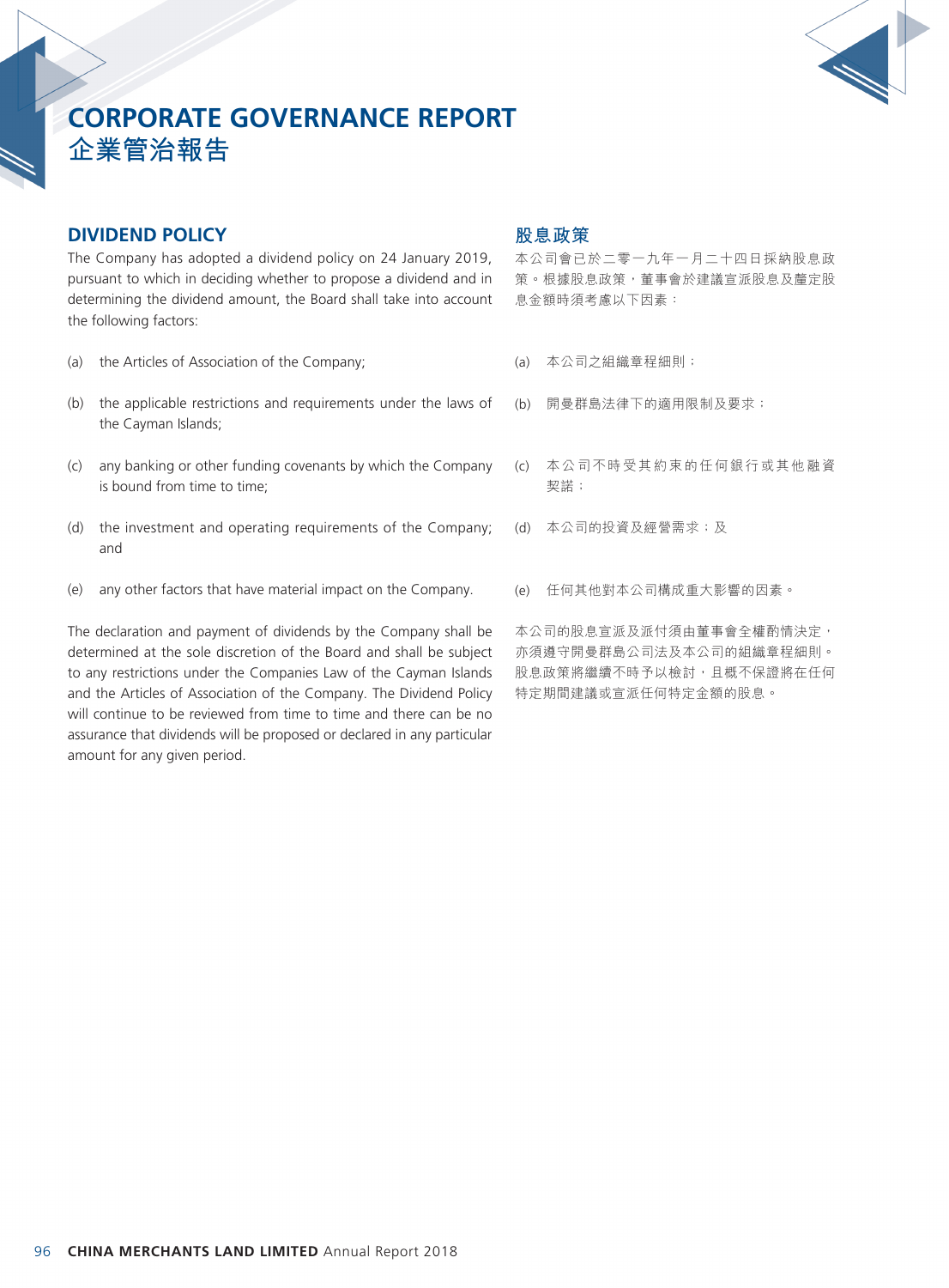# CORPORATE GOVERNANCE REPORT
# 企業管治報告

## DIVIDEND POLICY

The Company has adopted a dividend policy on 24 January 2019, pursuant to which in deciding whether to propose a dividend and in determining the dividend amount, the Board shall take into account the following factors:

(a) the Articles of Association of the Company;

(b) the applicable restrictions and requirements under the laws of the Cayman Islands;

(c) any banking or other funding covenants by which the Company is bound from time to time;

(d) the investment and operating requirements of the Company; and

(e) any other factors that have material impact on the Company.

The declaration and payment of dividends by the Company shall be determined at the sole discretion of the Board and shall be subject to any restrictions under the Companies Law of the Cayman Islands and the Articles of Association of the Company. The Dividend Policy will continue to be reviewed from time to time and there can be no assurance that dividends will be proposed or declared in any particular amount for any given period.

## 股息政策

本公司會已於二零一九年一月二十四日採納股息政策。根據股息政策，董事會於建議宣派股息及釐定股息金額時須考慮以下因素：

(a) 本公司之組織章程細則；

(b) 開曼群島法律下的適用限制及要求；

(c) 本公司不時受其約束的任何銀行或其他融資契諾；

(d) 本公司的投資及經營需求；及

(e) 任何其他對本公司構成重大影響的因素。

本公司的股息宣派及派付須由董事會全權酌情決定，亦須遵守開曼群島公司法及本公司的組織章程細則。股息政策將繼續不時予以檢討，且概不保證將在任何特定期間建議或宣派任何特定金額的股息。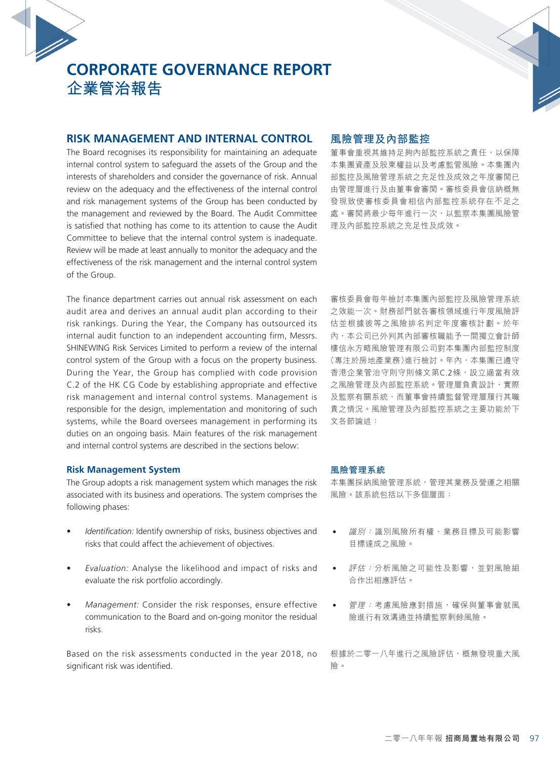# CORPORATE GOVERNANCE REPORT
# 企業管治報告

## RISK MANAGEMENT AND INTERNAL CONTROL

The Board recognises its responsibility for maintaining an adequate internal control system to safeguard the assets of the Group and the interests of shareholders and consider the governance of risk. Annual review on the adequacy and the effectiveness of the internal control and risk management systems of the Group has been conducted by the management and reviewed by the Board. The Audit Committee is satisfied that nothing has come to its attention to cause the Audit Committee to believe that the internal control system is inadequate. Review will be made at least annually to monitor the adequacy and the effectiveness of the risk management and the internal control system of the Group.

The finance department carries out annual risk assessment on each audit area and derives an annual audit plan according to their risk rankings. During the Year, the Company has outsourced its internal audit function to an independent accounting firm, Messrs. SHINEWING Risk Services Limited to perform a review of the internal control system of the Group with a focus on the property business. During the Year, the Group has complied with code provision C.2 of the HK CG Code by establishing appropriate and effective risk management and internal control systems. Management is responsible for the design, implementation and monitoring of such systems, while the Board oversees management in performing its duties on an ongoing basis. Main features of the risk management and internal control systems are described in the sections below:

### Risk Management System

The Group adopts a risk management system which manages the risk associated with its business and operations. The system comprises the following phases:

- *Identification:* Identify ownership of risks, business objectives and risks that could affect the achievement of objectives.
- *Evaluation:* Analyse the likelihood and impact of risks and evaluate the risk portfolio accordingly.
- *Management:* Consider the risk responses, ensure effective communication to the Board and on-going monitor the residual risks.

Based on the risk assessments conducted in the year 2018, no significant risk was identified.

## 風險管理及內部監控

董事會重視其維持足夠內部監控系統之責任，以保障本集團資產及股東權益以及考慮監管風險。本集團內部監控及風險管理系統之充足性及成效之年度審閱已由管理層進行及由董事會審閱。審核委員會信納概無發現致使審核委員會相信內部監控系統存在不足之處。審閱將最少每年進行一次，以監察本集團風險管理及內部監控系統之充足性及成效。

審核委員會每年檢討本集團內部監控及風險管理系統之效能一次。財務部門就各審核領域進行年度風險評估並根據彼等之風險排名判定年度審核計劃。於年內，本公司已外判其內部審核職能予一間獨立會計師樓信永方略風險管理有限公司對本集團內部監控制度（專注於房地產業務）進行檢討。年內，本集團已遵守香港企業管治守則條文第C.2條，設立適當有效之風險管理及內部監控系統。管理層負責設計、實際及監察有關系統，而董事會持續監督管理層履行其職責之情況。風險管理及內部監控系統之主要功能於下文各節論述：

### 風險管理系統

本集團採納風險管理系統，管理其業務及營運之相關風險。該系統包括以下多個層面：

- *識別：*識別風險所有權、業務目標及可能影響目標達成之風險。
- *評估：*分析風險之可能性及影響，並對風險組合作出相應評估。
- *管理：*考慮風險應對措施，確保與董事會就風險進行有效溝通並持續監察剩餘風險。

根據於二零一八年進行之風險評估，概無發現重大風險。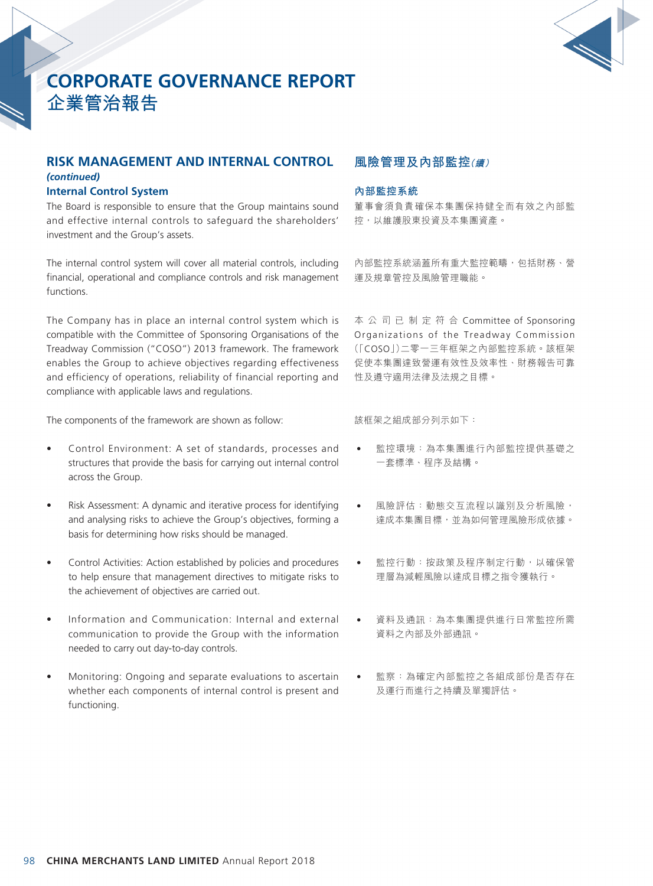## RISK MANAGEMENT AND INTERNAL CONTROL *(continued)*

### Internal Control System

The Board is responsible to ensure that the Group maintains sound and effective internal controls to safeguard the shareholders' investment and the Group's assets.

The internal control system will cover all material controls, including financial, operational and compliance controls and risk management functions.

The Company has in place an internal control system which is compatible with the Committee of Sponsoring Organisations of the Treadway Commission ("COSO") 2013 framework. The framework enables the Group to achieve objectives regarding effectiveness and efficiency of operations, reliability of financial reporting and compliance with applicable laws and regulations.

The components of the framework are shown as follow:

- Control Environment: A set of standards, processes and structures that provide the basis for carrying out internal control across the Group.
- Risk Assessment: A dynamic and iterative process for identifying and analysing risks to achieve the Group's objectives, forming a basis for determining how risks should be managed.
- Control Activities: Action established by policies and procedures to help ensure that management directives to mitigate risks to the achievement of objectives are carried out.
- Information and Communication: Internal and external communication to provide the Group with the information needed to carry out day-to-day controls.
- Monitoring: Ongoing and separate evaluations to ascertain whether each components of internal control is present and functioning.

## 風險管理及內部監控*(續)*

### 內部監控系統

董事會須負責確保本集團保持健全而有效之內部監控，以維護股東投資及本集團資產。

內部監控系統涵蓋所有重大監控範疇，包括財務、營運及規章管控及風險管理職能。

本公司已制定符合Committee of Sponsoring Organizations of the Treadway Commission（「COSO」）二零一三年框架之內部監控系統。該框架促使本集團達致營運有效性及效率性、財務報告可靠性及遵守適用法律及法規之目標。

該框架之組成部分列示如下：

- 監控環境：為本集團進行內部監控提供基礎之一套標準、程序及結構。
- 風險評估：動態交互流程以識別及分析風險，達成本集團目標，並為如何管理風險形成依據。
- 監控行動：按政策及程序制定行動，以確保管理層為減輕風險以達成目標之指令獲執行。
- 資料及通訊：為本集團提供進行日常監控所需資料之內部及外部通訊。
- 監察：為確定內部監控之各組成部份是否存在及運行而進行之持續及單獨評估。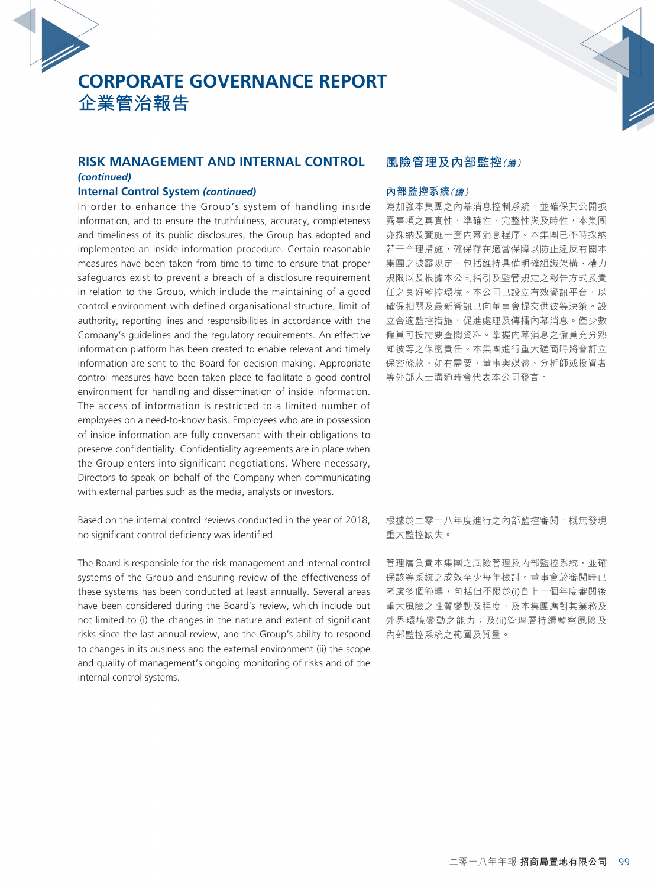# CORPORATE GOVERNANCE REPORT
# 企業管治報告

## RISK MANAGEMENT AND INTERNAL CONTROL *(continued)*

### Internal Control System *(continued)*

In order to enhance the Group's system of handling inside information, and to ensure the truthfulness, accuracy, completeness and timeliness of its public disclosures, the Group has adopted and implemented an inside information procedure. Certain reasonable measures have been taken from time to time to ensure that proper safeguards exist to prevent a breach of a disclosure requirement in relation to the Group, which include the maintaining of a good control environment with defined organisational structure, limit of authority, reporting lines and responsibilities in accordance with the Company's guidelines and the regulatory requirements. An effective information platform has been created to enable relevant and timely information are sent to the Board for decision making. Appropriate control measures have been taken place to facilitate a good control environment for handling and dissemination of inside information. The access of information is restricted to a limited number of employees on a need-to-know basis. Employees who are in possession of inside information are fully conversant with their obligations to preserve confidentiality. Confidentiality agreements are in place when the Group enters into significant negotiations. Where necessary, Directors to speak on behalf of the Company when communicating with external parties such as the media, analysts or investors.

Based on the internal control reviews conducted in the year of 2018, no significant control deficiency was identified.

The Board is responsible for the risk management and internal control systems of the Group and ensuring review of the effectiveness of these systems has been conducted at least annually. Several areas have been considered during the Board's review, which include but not limited to (i) the changes in the nature and extent of significant risks since the last annual review, and the Group's ability to respond to changes in its business and the external environment (ii) the scope and quality of management's ongoing monitoring of risks and of the internal control systems.

## 風險管理及內部監控*(續)*

### 內部監控系統*(續)*

為加強本集團之內幕消息控制系統，並確保其公開披露事項之真實性、準確性、完整性與及時性，本集團亦採納及實施一套內幕消息程序。本集團已不時採納若干合理措施，確保存在適當保障以防止違反有關本集團之披露規定，包括維持具備明確組織架構、權力規限以及根據本公司指引及監管規定之報告方式及責任之良好監控環境。本公司已設立有效資訊平台，以確保相關及最新資訊已向董事會提交供彼等決策。設立合適監控措施，促進處理及傳播內幕消息。僅少數僱員可按需要查閱資料。掌握內幕消息之僱員充分熟知彼等之保密責任。本集團進行重大磋商時將會訂立保密條款。如有需要，董事與媒體、分析師或投資者等外部人士溝通時會代表本公司發言。

根據於二零一八年度進行之內部監控審閱，概無發現重大監控缺失。

管理層負責本集團之風險管理及內部監控系統，並確保該等系統之成效至少每年檢討。董事會於審閱時已考慮多個範疇，包括但不限於(i)自上一個年度審閱後重大風險之性質變動及程度，及本集團應對其業務及外界環境變動之能力；及(ii)管理層持續監察風險及內部監控系統之範圍及質量。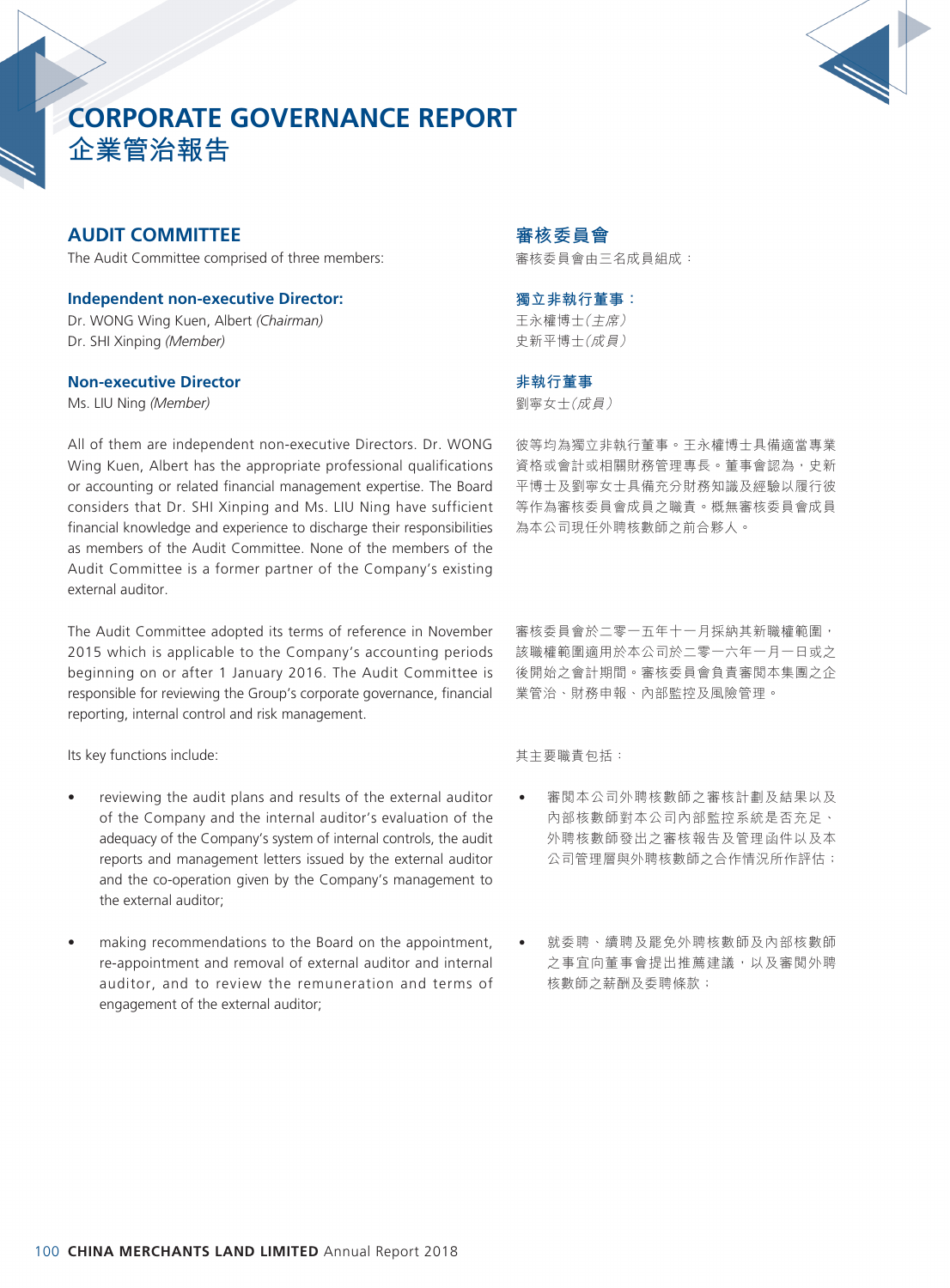# CORPORATE GOVERNANCE REPORT
# 企業管治報告

## AUDIT COMMITTEE

The Audit Committee comprised of three members:

### Independent non-executive Director:

Dr. WONG Wing Kuen, Albert *(Chairman)*
Dr. SHI Xinping *(Member)*

### Non-executive Director

Ms. LIU Ning *(Member)*

All of them are independent non-executive Directors. Dr. WONG Wing Kuen, Albert has the appropriate professional qualifications or accounting or related financial management expertise. The Board considers that Dr. SHI Xinping and Ms. LIU Ning have sufficient financial knowledge and experience to discharge their responsibilities as members of the Audit Committee. None of the members of the Audit Committee is a former partner of the Company's existing external auditor.

The Audit Committee adopted its terms of reference in November 2015 which is applicable to the Company's accounting periods beginning on or after 1 January 2016. The Audit Committee is responsible for reviewing the Group's corporate governance, financial reporting, internal control and risk management.

Its key functions include:

- reviewing the audit plans and results of the external auditor of the Company and the internal auditor's evaluation of the adequacy of the Company's system of internal controls, the audit reports and management letters issued by the external auditor and the co-operation given by the Company's management to the external auditor;
- making recommendations to the Board on the appointment, re-appointment and removal of external auditor and internal auditor, and to review the remuneration and terms of engagement of the external auditor;

## 審核委員會

審核委員會由三名成員組成：

### 獨立非執行董事：

王永權博士*（主席）*
史新平博士*（成員）*

### 非執行董事

劉寧女士*（成員）*

彼等均為獨立非執行董事。王永權博士具備適當專業資格或會計或相關財務管理專長。董事會認為，史新平博士及劉寧女士具備充分財務知識及經驗以履行彼等作為審核委員會成員之職責。概無審核委員會成員為本公司現任外聘核數師之前合夥人。

審核委員會於二零一五年十一月採納其新職權範圍，該職權範圍適用於本公司於二零一六年一月一日或之後開始之會計期間。審核委員會負責審閱本集團之企業管治、財務申報、內部監控及風險管理。

其主要職責包括：

- 審閱本公司外聘核數師之審核計劃及結果以及內部核數師對本公司內部監控系統是否充足、外聘核數師發出之審核報告及管理函件以及本公司管理層與外聘核數師之合作情況所作評估；
- 就委聘、續聘及罷免外聘核數師及內部核數師之事宜向董事會提出推薦建議，以及審閱外聘核數師之薪酬及委聘條款；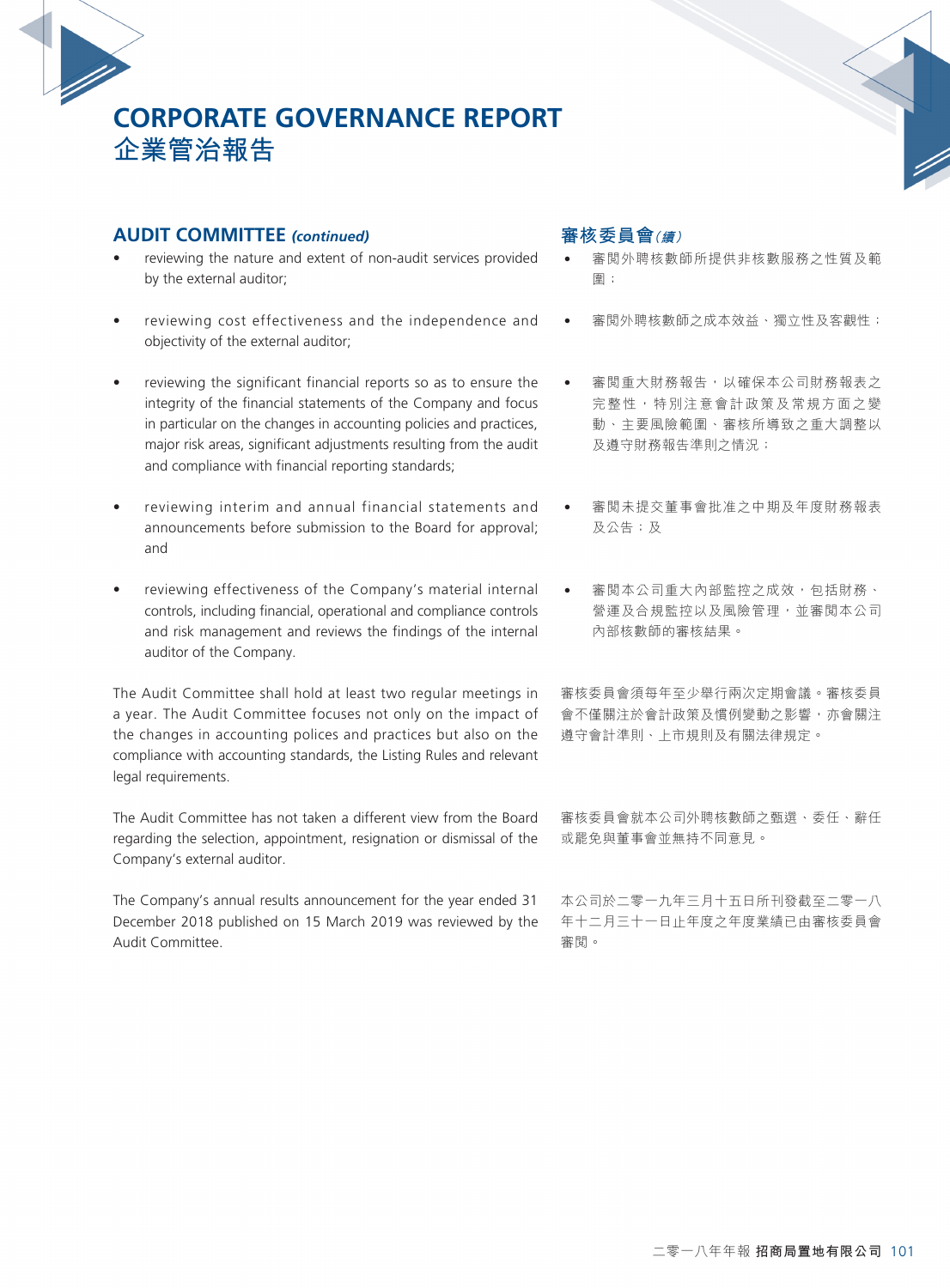# CORPORATE GOVERNANCE REPORT
# 企業管治報告

## AUDIT COMMITTEE *(continued)*

- reviewing the nature and extent of non-audit services provided by the external auditor;
- reviewing cost effectiveness and the independence and objectivity of the external auditor;
- reviewing the significant financial reports so as to ensure the integrity of the financial statements of the Company and focus in particular on the changes in accounting policies and practices, major risk areas, significant adjustments resulting from the audit and compliance with financial reporting standards;
- reviewing interim and annual financial statements and announcements before submission to the Board for approval; and
- reviewing effectiveness of the Company's material internal controls, including financial, operational and compliance controls and risk management and reviews the findings of the internal auditor of the Company.

The Audit Committee shall hold at least two regular meetings in a year. The Audit Committee focuses not only on the impact of the changes in accounting polices and practices but also on the compliance with accounting standards, the Listing Rules and relevant legal requirements.

The Audit Committee has not taken a different view from the Board regarding the selection, appointment, resignation or dismissal of the Company's external auditor.

The Company's annual results announcement for the year ended 31 December 2018 published on 15 March 2019 was reviewed by the Audit Committee.

## 審核委員會*(續)*

- 審閱外聘核數師所提供非核數服務之性質及範圍；
- 審閱外聘核數師之成本效益、獨立性及客觀性；
- 審閱重大財務報告，以確保本公司財務報表之完整性，特別注意會計政策及常規方面之變動、主要風險範圍、審核所導致之重大調整以及遵守財務報告準則之情況；
- 審閱未提交董事會批准之中期及年度財務報表及公告；及
- 審閱本公司重大內部監控之成效，包括財務、營運及合規監控以及風險管理，並審閱本公司內部核數師的審核結果。

審核委員會須每年至少舉行兩次定期會議。審核委員會不僅關注於會計政策及慣例變動之影響，亦會關注遵守會計準則、上市規則及有關法律規定。

審核委員會就本公司外聘核數師之甄選、委任、辭任或罷免與董事會並無持不同意見。

本公司於二零一九年三月十五日所刊發截至二零一八年十二月三十一日止年度之年度業績已由審核委員會審閱。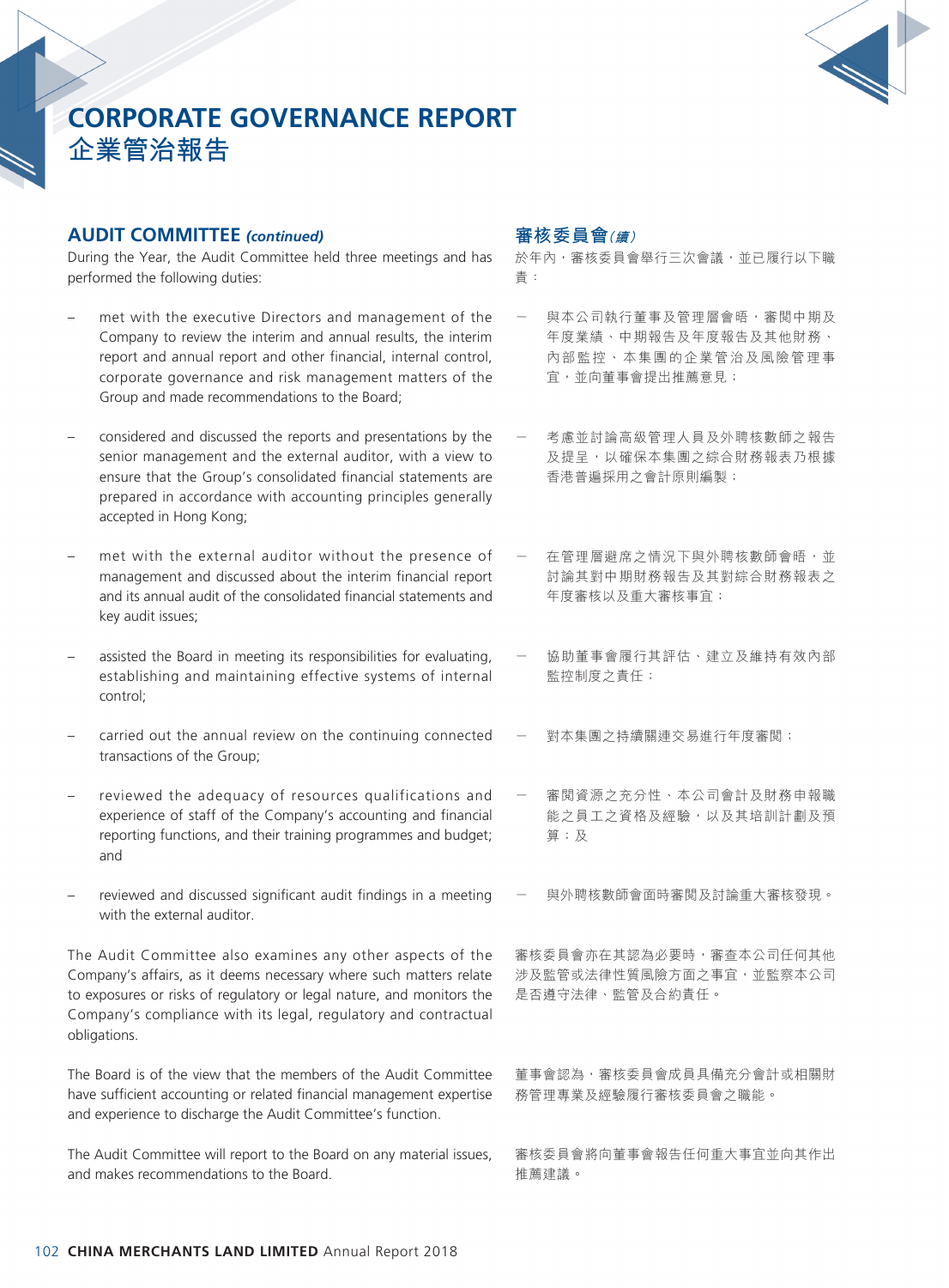# CORPORATE GOVERNANCE REPORT
# 企業管治報告

## AUDIT COMMITTEE *(continued)*

During the Year, the Audit Committee held three meetings and has performed the following duties:

- met with the executive Directors and management of the Company to review the interim and annual results, the interim report and annual report and other financial, internal control, corporate governance and risk management matters of the Group and made recommendations to the Board;
- considered and discussed the reports and presentations by the senior management and the external auditor, with a view to ensure that the Group's consolidated financial statements are prepared in accordance with accounting principles generally accepted in Hong Kong;
- met with the external auditor without the presence of management and discussed about the interim financial report and its annual audit of the consolidated financial statements and key audit issues;
- assisted the Board in meeting its responsibilities for evaluating, establishing and maintaining effective systems of internal control;
- carried out the annual review on the continuing connected transactions of the Group;
- reviewed the adequacy of resources qualifications and experience of staff of the Company's accounting and financial reporting functions, and their training programmes and budget; and
- reviewed and discussed significant audit findings in a meeting with the external auditor.

The Audit Committee also examines any other aspects of the Company's affairs, as it deems necessary where such matters relate to exposures or risks of regulatory or legal nature, and monitors the Company's compliance with its legal, regulatory and contractual obligations.

The Board is of the view that the members of the Audit Committee have sufficient accounting or related financial management expertise and experience to discharge the Audit Committee's function.

The Audit Committee will report to the Board on any material issues, and makes recommendations to the Board.

## 審核委員會*(續)*

於年內，審核委員會舉行三次會議，並已履行以下職責：

- 與本公司執行董事及管理層會晤，審閱中期及年度業績、中期報告及年度報告及其他財務、內部監控、本集團的企業管治及風險管理事宜，並向董事會提出推薦意見；
- 考慮並討論高級管理人員及外聘核數師之報告及提呈，以確保本集團之綜合財務報表乃根據香港普遍採用之會計原則編製；
- 在管理層避席之情況下與外聘核數師會晤，並討論其對中期財務報告及其對綜合財務報表之年度審核以及重大審核事宜；
- 協助董事會履行其評估、建立及維持有效內部監控制度之責任；
- 對本集團之持續關連交易進行年度審閱；
- 審閱資源之充分性、本公司會計及財務申報職能之員工之資格及經驗，以及其培訓計劃及預算；及
- 與外聘核數師會面時審閱及討論重大審核發現。

審核委員會亦在其認為必要時，審查本公司任何其他涉及監管或法律性質風險方面之事宜，並監察本公司是否遵守法律、監管及合約責任。

董事會認為，審核委員會成員具備充分會計或相關財務管理專業及經驗履行審核委員會之職能。

審核委員會將向董事會報告任何重大事宜並向其作出推薦建議。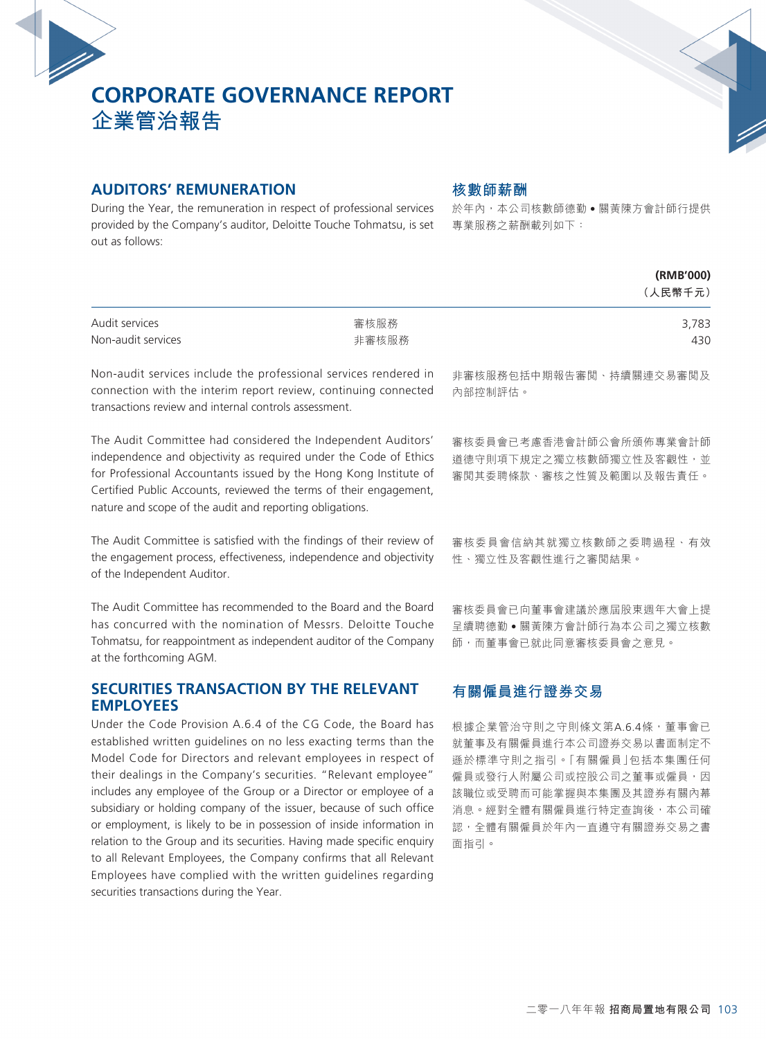# CORPORATE GOVERNANCE REPORT
# 企業管治報告

## AUDITORS' REMUNERATION

During the Year, the remuneration in respect of professional services provided by the Company's auditor, Deloitte Touche Tohmatsu, is set out as follows:

## 核數師薪酬

於年內，本公司核數師德勤•關黃陳方會計師行提供專業服務之薪酬載列如下：

| | | (RMB'000)<br>（人民幣千元） |
|---|---|---|
| Audit services | 審核服務 | 3,783 |
| Non-audit services | 非審核服務 | 430 |

Non-audit services include the professional services rendered in connection with the interim report review, continuing connected transactions review and internal controls assessment.

非審核服務包括中期報告審閱、持續關連交易審閱及內部控制評估。

The Audit Committee had considered the Independent Auditors' independence and objectivity as required under the Code of Ethics for Professional Accountants issued by the Hong Kong Institute of Certified Public Accounts, reviewed the terms of their engagement, nature and scope of the audit and reporting obligations.

審核委員會已考慮香港會計師公會所頒佈專業會計師道德守則項下規定之獨立核數師獨立性及客觀性，並審閱其委聘條款、審核之性質及範圍以及報告責任。

The Audit Committee is satisfied with the findings of their review of the engagement process, effectiveness, independence and objectivity of the Independent Auditor.

審核委員會信納其就獨立核數師之委聘過程、有效性、獨立性及客觀性進行之審閱結果。

The Audit Committee has recommended to the Board and the Board has concurred with the nomination of Messrs. Deloitte Touche Tohmatsu, for reappointment as independent auditor of the Company at the forthcoming AGM.

審核委員會已向董事會建議於應屆股東週年大會上提呈續聘德勤•關黃陳方會計師行為本公司之獨立核數師，而董事會已就此同意審核委員會之意見。

## SECURITIES TRANSACTION BY THE RELEVANT EMPLOYEES

Under the Code Provision A.6.4 of the CG Code, the Board has established written guidelines on no less exacting terms than the Model Code for Directors and relevant employees in respect of their dealings in the Company's securities. "Relevant employee" includes any employee of the Group or a Director or employee of a subsidiary or holding company of the issuer, because of such office or employment, is likely to be in possession of inside information in relation to the Group and its securities. Having made specific enquiry to all Relevant Employees, the Company confirms that all Relevant Employees have complied with the written guidelines regarding securities transactions during the Year.

## 有關僱員進行證券交易

根據企業管治守則之守則條文第A.6.4條，董事會已就董事及有關僱員進行本公司證券交易以書面制定不遜於標準守則之指引。「有關僱員」包括本集團任何僱員或發行人附屬公司或控股公司之董事或僱員，因該職位或受聘而可能掌握與本集團及其證券有關內幕消息。經對全體有關僱員進行特定查詢後，本公司確認，全體有關僱員於年內一直遵守有關證券交易之書面指引。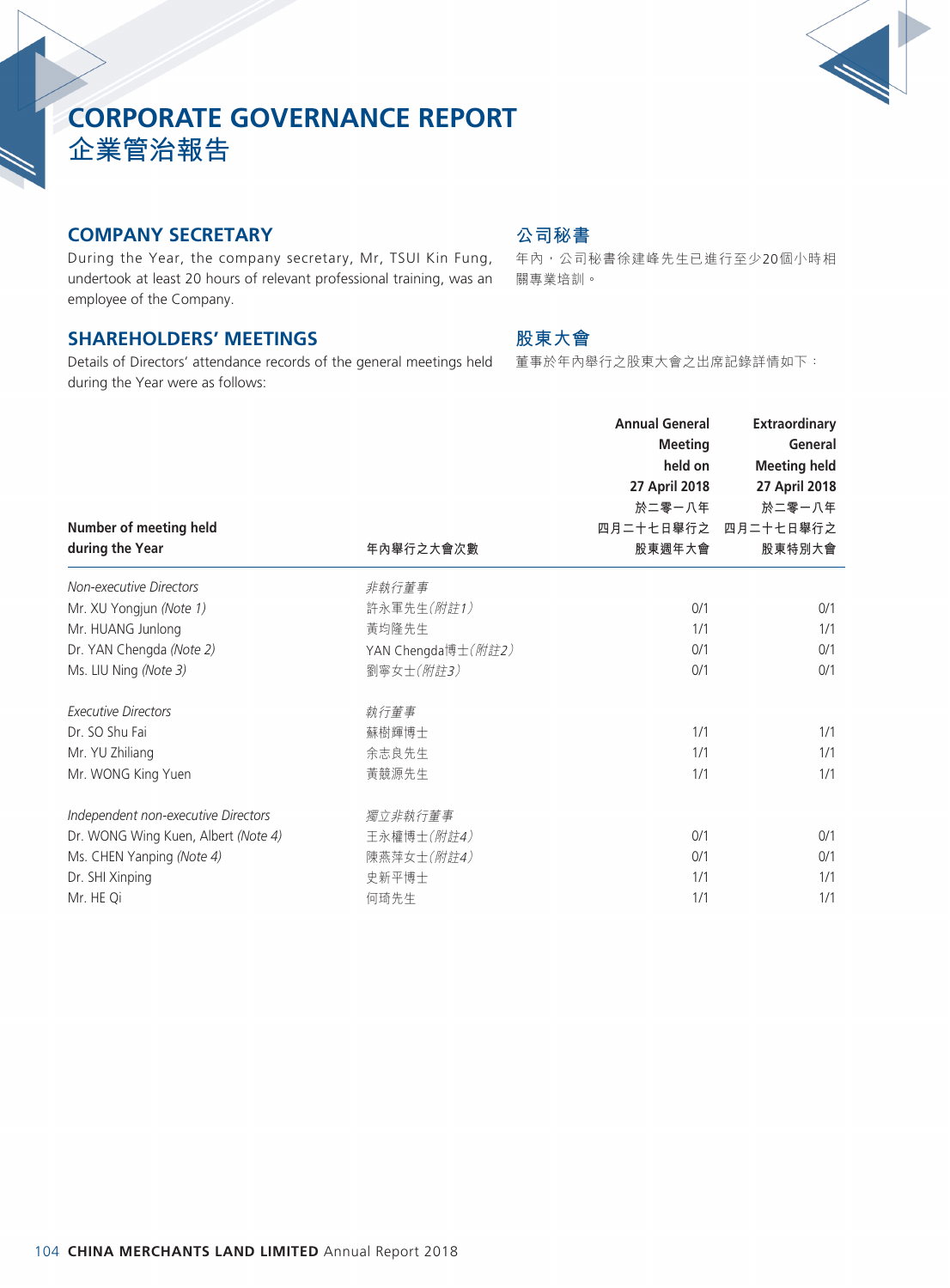# CORPORATE GOVERNANCE REPORT
# 企業管治報告

## COMPANY SECRETARY

During the Year, the company secretary, Mr, TSUI Kin Fung, undertook at least 20 hours of relevant professional training, was an employee of the Company.

## 公司秘書

年內，公司秘書徐建峰先生已進行至少20個小時相關專業培訓。

## SHAREHOLDERS' MEETINGS

Details of Directors' attendance records of the general meetings held during the Year were as follows:

## 股東大會

董事於年內舉行之股東大會之出席記錄詳情如下：

| Number of meeting held during the Year | 年內舉行之大會次數 | Annual General Meeting held on 27 April 2018 於二零一八年四月二十七日舉行之股東週年大會 | Extraordinary General Meeting held 27 April 2018 於二零一八年四月二十七日舉行之股東特別大會 |
|---|---|---|---|
| *Non-executive Directors* | *非執行董事* | | |
| Mr. XU Yongjun *(Note 1)* | 許永軍先生*(附註1)* | 0/1 | 0/1 |
| Mr. HUANG Junlong | 黃均隆先生 | 1/1 | 1/1 |
| Dr. YAN Chengda *(Note 2)* | YAN Chengda博士*(附註2)* | 0/1 | 0/1 |
| Ms. LIU Ning *(Note 3)* | 劉寧女士*(附註3)* | 0/1 | 0/1 |
| *Executive Directors* | *執行董事* | | |
| Dr. SO Shu Fai | 蘇樹輝博士 | 1/1 | 1/1 |
| Mr. YU Zhiliang | 余志良先生 | 1/1 | 1/1 |
| Mr. WONG King Yuen | 黃競源先生 | 1/1 | 1/1 |
| *Independent non-executive Directors* | *獨立非執行董事* | | |
| Dr. WONG Wing Kuen, Albert *(Note 4)* | 王永權博士*(附註4)* | 0/1 | 0/1 |
| Ms. CHEN Yanping *(Note 4)* | 陳燕萍女士*(附註4)* | 0/1 | 0/1 |
| Dr. SHI Xinping | 史新平博士 | 1/1 | 1/1 |
| Mr. HE Qi | 何琦先生 | 1/1 | 1/1 |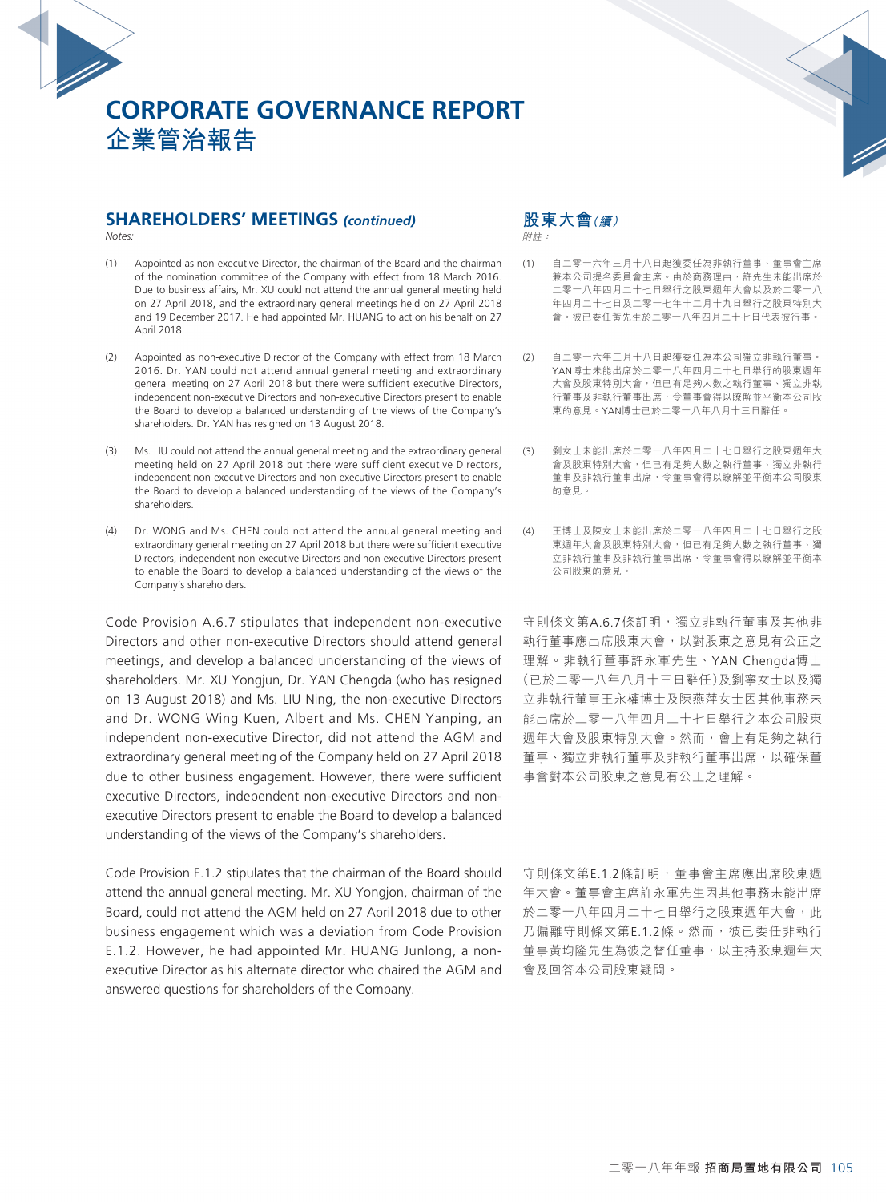# CORPORATE GOVERNANCE REPORT
# 企業管治報告

## SHAREHOLDERS' MEETINGS *(continued)*

*Notes:*

(1) Appointed as non-executive Director, the chairman of the Board and the chairman of the nomination committee of the Company with effect from 18 March 2016. Due to business affairs, Mr. XU could not attend the annual general meeting held on 27 April 2018, and the extraordinary general meetings held on 27 April 2018 and 19 December 2017. He had appointed Mr. HUANG to act on his behalf on 27 April 2018.

(2) Appointed as non-executive Director of the Company with effect from 18 March 2016. Dr. YAN could not attend annual general meeting and extraordinary general meeting on 27 April 2018 but there were sufficient executive Directors, independent non-executive Directors and non-executive Directors present to enable the Board to develop a balanced understanding of the views of the Company's shareholders. Dr. YAN has resigned on 13 August 2018.

(3) Ms. LIU could not attend the annual general meeting and the extraordinary general meeting held on 27 April 2018 but there were sufficient executive Directors, independent non-executive Directors and non-executive Directors present to enable the Board to develop a balanced understanding of the views of the Company's shareholders.

(4) Dr. WONG and Ms. CHEN could not attend the annual general meeting and extraordinary general meeting on 27 April 2018 but there were sufficient executive Directors, independent non-executive Directors and non-executive Directors present to enable the Board to develop a balanced understanding of the views of the Company's shareholders.

Code Provision A.6.7 stipulates that independent non-executive Directors and other non-executive Directors should attend general meetings, and develop a balanced understanding of the views of shareholders. Mr. XU Yongjun, Dr. YAN Chengda (who has resigned on 13 August 2018) and Ms. LIU Ning, the non-executive Directors and Dr. WONG Wing Kuen, Albert and Ms. CHEN Yanping, an independent non-executive Director, did not attend the AGM and extraordinary general meeting of the Company held on 27 April 2018 due to other business engagement. However, there were sufficient executive Directors, independent non-executive Directors and non-executive Directors present to enable the Board to develop a balanced understanding of the views of the Company's shareholders.

Code Provision E.1.2 stipulates that the chairman of the Board should attend the annual general meeting. Mr. XU Yongjon, chairman of the Board, could not attend the AGM held on 27 April 2018 due to other business engagement which was a deviation from Code Provision E.1.2. However, he had appointed Mr. HUANG Junlong, a non-executive Director as his alternate director who chaired the AGM and answered questions for shareholders of the Company.

## 股東大會*（續）*

*附註：*

(1) 自二零一六年三月十八日起獲委任為非執行董事、董事會主席兼本公司提名委員會主席。由於商務理由，許先生未能出席於二零一八年四月二十七日舉行之股東週年大會以及於二零一八年四月二十七日及二零一七年十二月十九日舉行之股東特別大會。彼已委任黃先生於二零一八年四月二十七日代表彼行事。

(2) 自二零一六年三月十八日起獲委任為本公司獨立非執行董事。YAN博士未能出席於二零一八年四月二十七日舉行的股東週年大會及股東特別大會，但已有足夠人數之執行董事、獨立非執行董事及非執行董事出席，令董事會得以瞭解並平衡本公司股東的意見。YAN博士已於二零一八年八月十三日辭任。

(3) 劉女士未能出席於二零一八年四月二十七日舉行之股東週年大會及股東特別大會，但已有足夠人數之執行董事、獨立非執行董事及非執行董事出席，令董事會得以瞭解並平衡本公司股東的意見。

(4) 王博士及陳女士未能出席於二零一八年四月二十七日舉行之股東週年大會及股東特別大會，但已有足夠人數之執行董事、獨立非執行董事及非執行董事出席，令董事會得以瞭解並平衡本公司股東的意見。

守則條文第A.6.7條訂明，獨立非執行董事及其他非執行董事應出席股東大會，以對股東之意見有公正之理解。非執行董事許永軍先生、YAN Chengda博士（已於二零一八年八月十三日辭任）及劉寧女士以及獨立非執行董事王永權博士及陳燕萍女士因其他事務未能出席於二零一八年四月二十七日舉行之本公司股東週年大會及股東特別大會。然而，會上有足夠之執行董事、獨立非執行董事及非執行董事出席，以確保董事會對本公司股東之意見有公正之理解。

守則條文第E.1.2條訂明，董事會主席應出席股東週年大會。董事會主席許永軍先生因其他事務未能出席於二零一八年四月二十七日舉行之股東週年大會，此乃偏離守則條文第E.1.2條。然而，彼已委任非執行董事黃均隆先生為彼之替任董事，以主持股東週年大會及回答本公司股東疑問。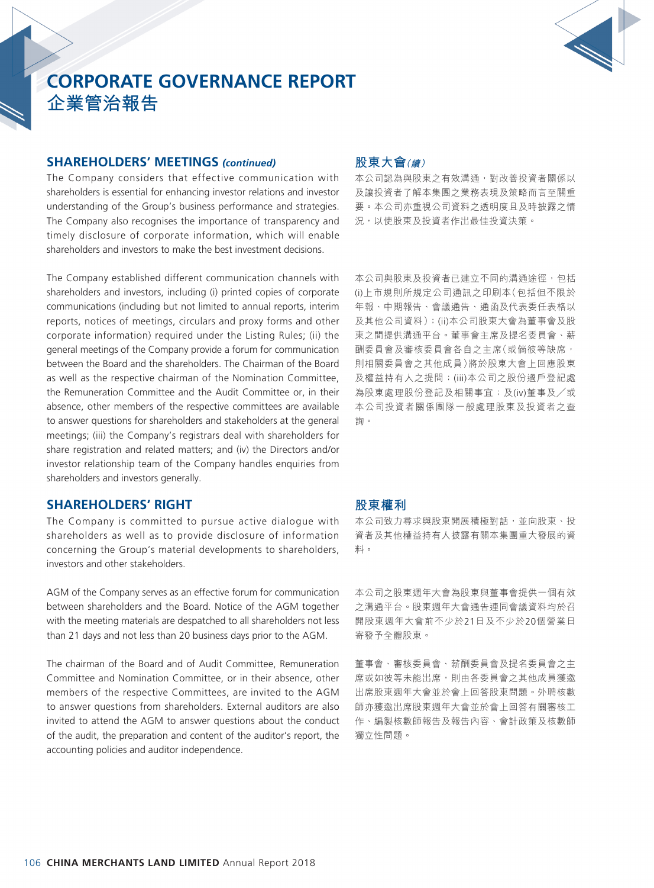# CORPORATE GOVERNANCE REPORT
# 企業管治報告

## SHAREHOLDERS' MEETINGS *(continued)*

The Company considers that effective communication with shareholders is essential for enhancing investor relations and investor understanding of the Group's business performance and strategies. The Company also recognises the importance of transparency and timely disclosure of corporate information, which will enable shareholders and investors to make the best investment decisions.

The Company established different communication channels with shareholders and investors, including (i) printed copies of corporate communications (including but not limited to annual reports, interim reports, notices of meetings, circulars and proxy forms and other corporate information) required under the Listing Rules; (ii) the general meetings of the Company provide a forum for communication between the Board and the shareholders. The Chairman of the Board as well as the respective chairman of the Nomination Committee, the Remuneration Committee and the Audit Committee or, in their absence, other members of the respective committees are available to answer questions for shareholders and stakeholders at the general meetings; (iii) the Company's registrars deal with shareholders for share registration and related matters; and (iv) the Directors and/or investor relationship team of the Company handles enquiries from shareholders and investors generally.

## 股東大會*(續)*

本公司認為與股東之有效溝通，對改善投資者關係以及讓投資者了解本集團之業務表現及策略而言至關重要。本公司亦重視公司資料之透明度且及時披露之情況，以使股東及投資者作出最佳投資決策。

本公司與股東及投資者已建立不同的溝通途徑，包括(i)上市規則所規定公司通訊之印刷本（包括但不限於年報、中期報告、會議通告、通函及代表委任表格以及其他公司資料）；(ii)本公司股東大會為董事會及股東之間提供溝通平台。董事會主席及提名委員會、薪酬委員會及審核委員會各自之主席（或倘彼等缺席，則相關委員會之其他成員）將於股東大會上回應股東及權益持有人之提問；(iii)本公司之股份過戶登記處為股東處理股份登記及相關事宜；及(iv)董事及／或本公司投資者關係團隊一般處理股東及投資者之查詢。

## SHAREHOLDERS' RIGHT

The Company is committed to pursue active dialogue with shareholders as well as to provide disclosure of information concerning the Group's material developments to shareholders, investors and other stakeholders.

AGM of the Company serves as an effective forum for communication between shareholders and the Board. Notice of the AGM together with the meeting materials are despatched to all shareholders not less than 21 days and not less than 20 business days prior to the AGM.

The chairman of the Board and of Audit Committee, Remuneration Committee and Nomination Committee, or in their absence, other members of the respective Committees, are invited to the AGM to answer questions from shareholders. External auditors are also invited to attend the AGM to answer questions about the conduct of the audit, the preparation and content of the auditor's report, the accounting policies and auditor independence.

## 股東權利

本公司致力尋求與股東開展積極對話，並向股東、投資者及其他權益持有人披露有關本集團重大發展的資料。

本公司之股東週年大會為股東與董事會提供一個有效之溝通平台。股東週年大會通告連同會議資料均於召開股東週年大會前不少於21日及不少於20個營業日寄發予全體股東。

董事會、審核委員會、薪酬委員會及提名委員會之主席或如彼等未能出席，則由各委員會之其他成員獲邀出席股東週年大會並於會上回答股東問題。外聘核數師亦獲邀出席股東週年大會並於會上回答有關審核工作、編製核數師報告及報告內容、會計政策及核數師獨立性問題。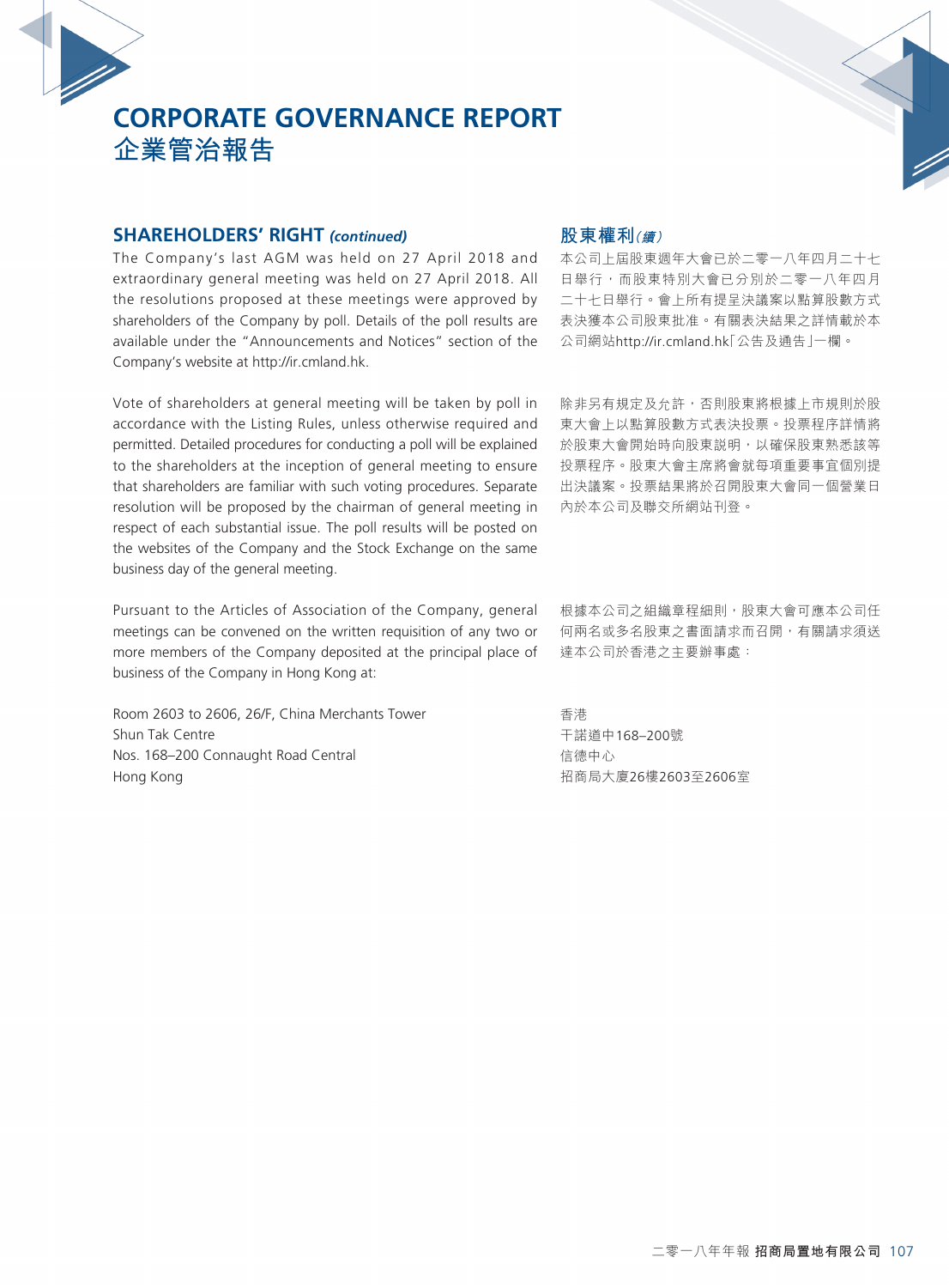# CORPORATE GOVERNANCE REPORT
# 企業管治報告

## SHAREHOLDERS' RIGHT *(continued)*

The Company's last AGM was held on 27 April 2018 and extraordinary general meeting was held on 27 April 2018. All the resolutions proposed at these meetings were approved by shareholders of the Company by poll. Details of the poll results are available under the "Announcements and Notices" section of the Company's website at http://ir.cmland.hk.

Vote of shareholders at general meeting will be taken by poll in accordance with the Listing Rules, unless otherwise required and permitted. Detailed procedures for conducting a poll will be explained to the shareholders at the inception of general meeting to ensure that shareholders are familiar with such voting procedures. Separate resolution will be proposed by the chairman of general meeting in respect of each substantial issue. The poll results will be posted on the websites of the Company and the Stock Exchange on the same business day of the general meeting.

Pursuant to the Articles of Association of the Company, general meetings can be convened on the written requisition of any two or more members of the Company deposited at the principal place of business of the Company in Hong Kong at:

Room 2603 to 2606, 26/F, China Merchants Tower
Shun Tak Centre
Nos. 168–200 Connaught Road Central
Hong Kong

## 股東權利*（續）*

本公司上屆股東週年大會已於二零一八年四月二十七日舉行，而股東特別大會已分別於二零一八年四月二十七日舉行。會上所有提呈決議案以點算股數方式表決獲本公司股東批准。有關表決結果之詳情載於本公司網站http://ir.cmland.hk「公告及通告」一欄。

除非另有規定及允許，否則股東將根據上市規則於股東大會上以點算股數方式表決投票。投票程序詳情將於股東大會開始時向股東說明，以確保股東熟悉該等投票程序。股東大會主席將會就每項重要事宜個別提出決議案。投票結果將於召開股東大會同一個營業日內於本公司及聯交所網站刊登。

根據本公司之組織章程細則，股東大會可應本公司任何兩名或多名股東之書面請求而召開，有關請求須送達本公司於香港之主要辦事處：

香港
干諾道中168–200號
信德中心
招商局大廈26樓2603至2606室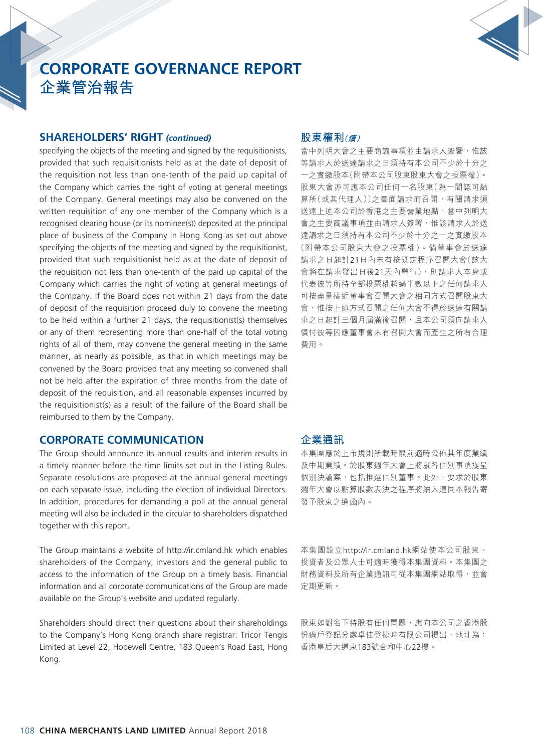# CORPORATE GOVERNANCE REPORT
# 企業管治報告

## SHAREHOLDERS' RIGHT *(continued)*

specifying the objects of the meeting and signed by the requisitionists, provided that such requisitionists held as at the date of deposit of the requisition not less than one-tenth of the paid up capital of the Company which carries the right of voting at general meetings of the Company. General meetings may also be convened on the written requisition of any one member of the Company which is a recognised clearing house (or its nominee(s)) deposited at the principal place of business of the Company in Hong Kong as set out above specifying the objects of the meeting and signed by the requisitionist, provided that such requisitionist held as at the date of deposit of the requisition not less than one-tenth of the paid up capital of the Company which carries the right of voting at general meetings of the Company. If the Board does not within 21 days from the date of deposit of the requisition proceed duly to convene the meeting to be held within a further 21 days, the requisitionist(s) themselves or any of them representing more than one-half of the total voting rights of all of them, may convene the general meeting in the same manner, as nearly as possible, as that in which meetings may be convened by the Board provided that any meeting so convened shall not be held after the expiration of three months from the date of deposit of the requisition, and all reasonable expenses incurred by the requisitionist(s) as a result of the failure of the Board shall be reimbursed to them by the Company.

## 股東權利*(續)*

當中列明大會之主要商議事項並由請求人簽署，惟該等請求人於送達請求之日須持有本公司不少於十分之一之實繳股本(附帶本公司股東股東大會之投票權)。股東大會亦可應本公司任何一名股東(為一間認可結算所(或其代理人))之書面請求而召開，有關請求須送達上述本公司於香港之主要營業地點，當中列明大會之主要商議事項並由請求人簽署，惟該請求人於送達請求之日須持有本公司不少於十分之一之實繳股本(附帶本公司股東大會之投票權)。倘董事會於送達請求之日起計21日內未有按既定程序召開大會(該大會將在請求發出日後21天內舉行)，則請求人本身或代表彼等所持全部投票權超過半數以上之任何請求人可按盡量接近董事會召開大會之相同方式召開股東大會，惟按上述方式召開之任何大會不得於送達有關請求之日起計三個月屆滿後召開，且本公司須向請求人償付彼等因應董事會未有召開大會而產生之所有合理費用。

## CORPORATE COMMUNICATION

The Group should announce its annual results and interim results in a timely manner before the time limits set out in the Listing Rules. Separate resolutions are proposed at the annual general meetings on each separate issue, including the election of individual Directors. In addition, procedures for demanding a poll at the annual general meeting will also be included in the circular to shareholders dispatched together with this report.

The Group maintains a website of http://ir.cmland.hk which enables shareholders of the Company, investors and the general public to access to the information of the Group on a timely basis. Financial information and all corporate communications of the Group are made available on the Group's website and updated regularly.

Shareholders should direct their questions about their shareholdings to the Company's Hong Kong branch share registrar: Tricor Tengis Limited at Level 22, Hopewell Centre, 183 Queen's Road East, Hong Kong.

## 企業通訊

本集團應於上市規則所載時限前適時公佈其年度業績及中期業績。於股東週年大會上將就各個別事項提呈個別決議案，包括推選個別董事。此外，要求於股東週年大會以點算股數表決之程序將納入連同本報告寄發予股東之通函內。

本集團設立http://ir.cmland.hk網站使本公司股東、投資者及公眾人士可適時獲得本集團資料。本集團之財務資料及所有企業通訊可從本集團網站取得，並會定期更新。

股東如對名下持股有任何問題，應向本公司之香港股份過戶登記分處卓佳登捷時有限公司提出，地址為：香港皇后大道東183號合和中心22樓。